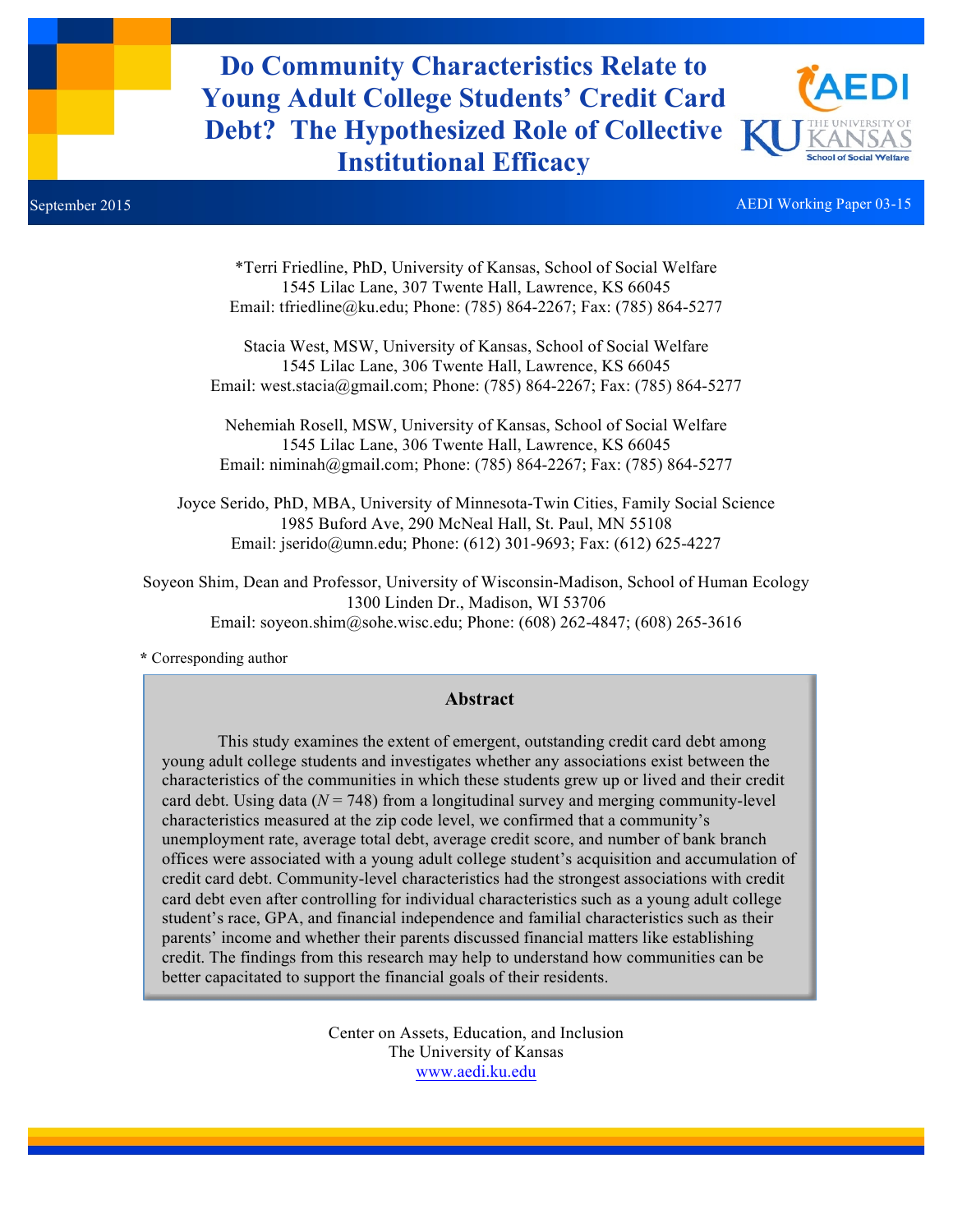# Do Community Characteristics Relate to Young Adult College Students' Credit Card Debt? The Hypothesized Role of Collective Institutional Efficacy

September 2015

AEDI Working Paper 03-15

*Terri Friedline, PhD, University of Kansas, School of Social Welfare
1545 Lilac Lane, 307 Twente Hall, Lawrence, KS 66045
Email: tfriedline@ku.edu; Phone: (785) 864-2267; Fax: (785) 864-5277

Stacia West, MSW, University of Kansas, School of Social Welfare
1545 Lilac Lane, 306 Twente Hall, Lawrence, KS 66045
Email: west.stacia@gmail.com; Phone: (785) 864-2267; Fax: (785) 864-5277

Nehemiah Rosell, MSW, University of Kansas, School of Social Welfare
1545 Lilac Lane, 306 Twente Hall, Lawrence, KS 66045
Email: niminah@gmail.com; Phone: (785) 864-2267; Fax: (785) 864-5277

Joyce Serido, PhD, MBA, University of Minnesota-Twin Cities, Family Social Science
1985 Buford Ave, 290 McNeal Hall, St. Paul, MN 55108
Email: jserido@umn.edu; Phone: (612) 301-9693; Fax: (612) 625-4227

Soyeon Shim, Dean and Professor, University of Wisconsin-Madison, School of Human Ecology
1300 Linden Dr., Madison, WI 53706
Email: soyeon.shim@sohe.wisc.edu; Phone: (608) 262-4847; (608) 265-3616

**\*** Corresponding author

## Abstract

This study examines the extent of emergent, outstanding credit card debt among young adult college students and investigates whether any associations exist between the characteristics of the communities in which these students grew up or lived and their credit card debt. Using data ($N = 748$) from a longitudinal survey and merging community-level characteristics measured at the zip code level, we confirmed that a community's unemployment rate, average total debt, average credit score, and number of bank branch offices were associated with a young adult college student's acquisition and accumulation of credit card debt. Community-level characteristics had the strongest associations with credit card debt even after controlling for individual characteristics such as a young adult college student's race, GPA, and financial independence and familial characteristics such as their parents' income and whether their parents discussed financial matters like establishing credit. The findings from this research may help to understand how communities can be better capacitated to support the financial goals of their residents.

Center on Assets, Education, and Inclusion
The University of Kansas
www.aedi.ku.edu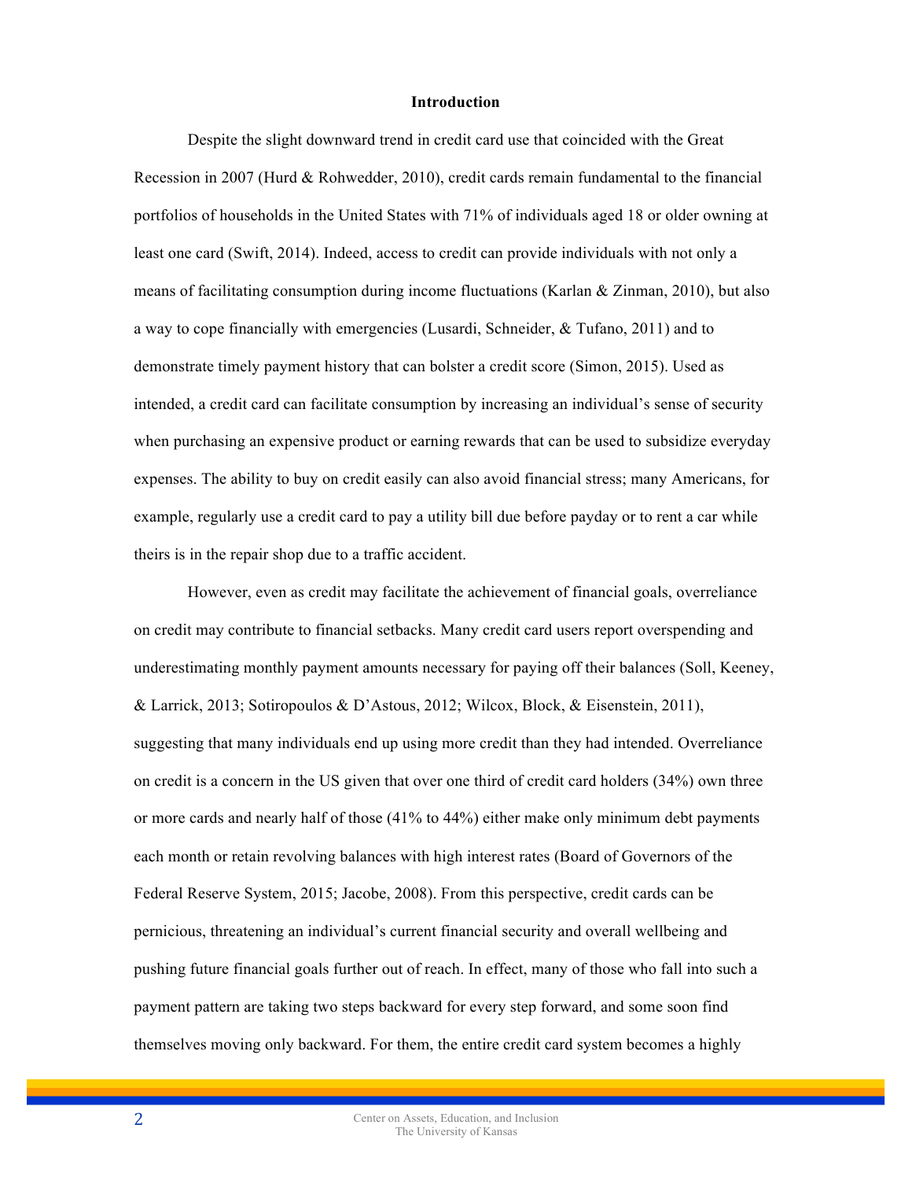## Introduction

Despite the slight downward trend in credit card use that coincided with the Great Recession in 2007 (Hurd & Rohwedder, 2010), credit cards remain fundamental to the financial portfolios of households in the United States with 71% of individuals aged 18 or older owning at least one card (Swift, 2014). Indeed, access to credit can provide individuals with not only a means of facilitating consumption during income fluctuations (Karlan & Zinman, 2010), but also a way to cope financially with emergencies (Lusardi, Schneider, & Tufano, 2011) and to demonstrate timely payment history that can bolster a credit score (Simon, 2015). Used as intended, a credit card can facilitate consumption by increasing an individual's sense of security when purchasing an expensive product or earning rewards that can be used to subsidize everyday expenses. The ability to buy on credit easily can also avoid financial stress; many Americans, for example, regularly use a credit card to pay a utility bill due before payday or to rent a car while theirs is in the repair shop due to a traffic accident.

However, even as credit may facilitate the achievement of financial goals, overreliance on credit may contribute to financial setbacks. Many credit card users report overspending and underestimating monthly payment amounts necessary for paying off their balances (Soll, Keeney, & Larrick, 2013; Sotiropoulos & D'Astous, 2012; Wilcox, Block, & Eisenstein, 2011), suggesting that many individuals end up using more credit than they had intended. Overreliance on credit is a concern in the US given that over one third of credit card holders (34%) own three or more cards and nearly half of those (41% to 44%) either make only minimum debt payments each month or retain revolving balances with high interest rates (Board of Governors of the Federal Reserve System, 2015; Jacobe, 2008). From this perspective, credit cards can be pernicious, threatening an individual's current financial security and overall wellbeing and pushing future financial goals further out of reach. In effect, many of those who fall into such a payment pattern are taking two steps backward for every step forward, and some soon find themselves moving only backward. For them, the entire credit card system becomes a highly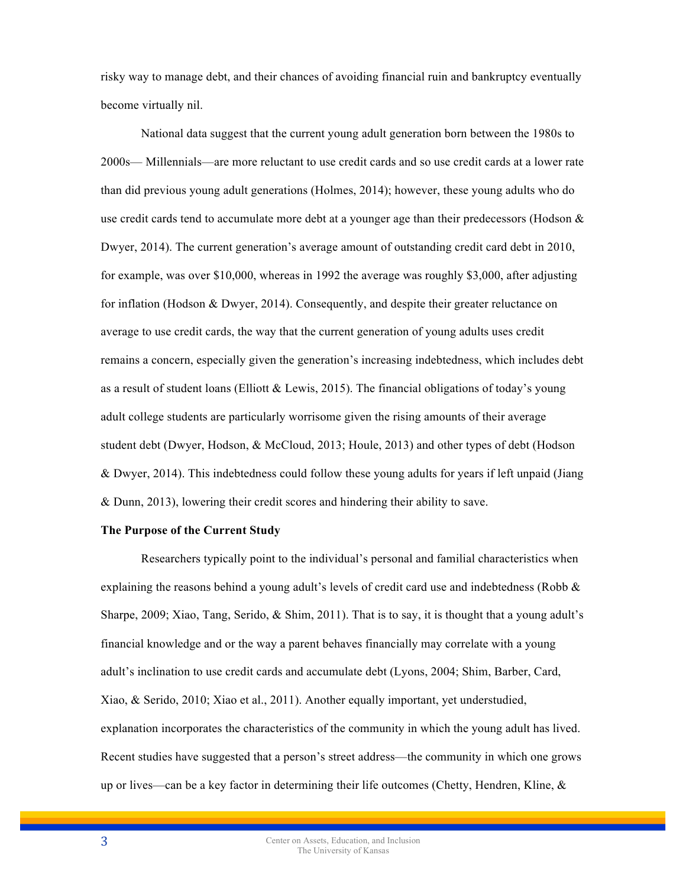risky way to manage debt, and their chances of avoiding financial ruin and bankruptcy eventually become virtually nil.

National data suggest that the current young adult generation born between the 1980s to 2000s— Millennials—are more reluctant to use credit cards and so use credit cards at a lower rate than did previous young adult generations (Holmes, 2014); however, these young adults who do use credit cards tend to accumulate more debt at a younger age than their predecessors (Hodson & Dwyer, 2014). The current generation's average amount of outstanding credit card debt in 2010, for example, was over $10,000, whereas in 1992 the average was roughly $3,000, after adjusting for inflation (Hodson & Dwyer, 2014). Consequently, and despite their greater reluctance on average to use credit cards, the way that the current generation of young adults uses credit remains a concern, especially given the generation's increasing indebtedness, which includes debt as a result of student loans (Elliott & Lewis, 2015). The financial obligations of today's young adult college students are particularly worrisome given the rising amounts of their average student debt (Dwyer, Hodson, & McCloud, 2013; Houle, 2013) and other types of debt (Hodson & Dwyer, 2014). This indebtedness could follow these young adults for years if left unpaid (Jiang & Dunn, 2013), lowering their credit scores and hindering their ability to save.

**The Purpose of the Current Study**

Researchers typically point to the individual's personal and familial characteristics when explaining the reasons behind a young adult's levels of credit card use and indebtedness (Robb & Sharpe, 2009; Xiao, Tang, Serido, & Shim, 2011). That is to say, it is thought that a young adult's financial knowledge and or the way a parent behaves financially may correlate with a young adult's inclination to use credit cards and accumulate debt (Lyons, 2004; Shim, Barber, Card, Xiao, & Serido, 2010; Xiao et al., 2011). Another equally important, yet understudied, explanation incorporates the characteristics of the community in which the young adult has lived. Recent studies have suggested that a person's street address—the community in which one grows up or lives—can be a key factor in determining their life outcomes (Chetty, Hendren, Kline, &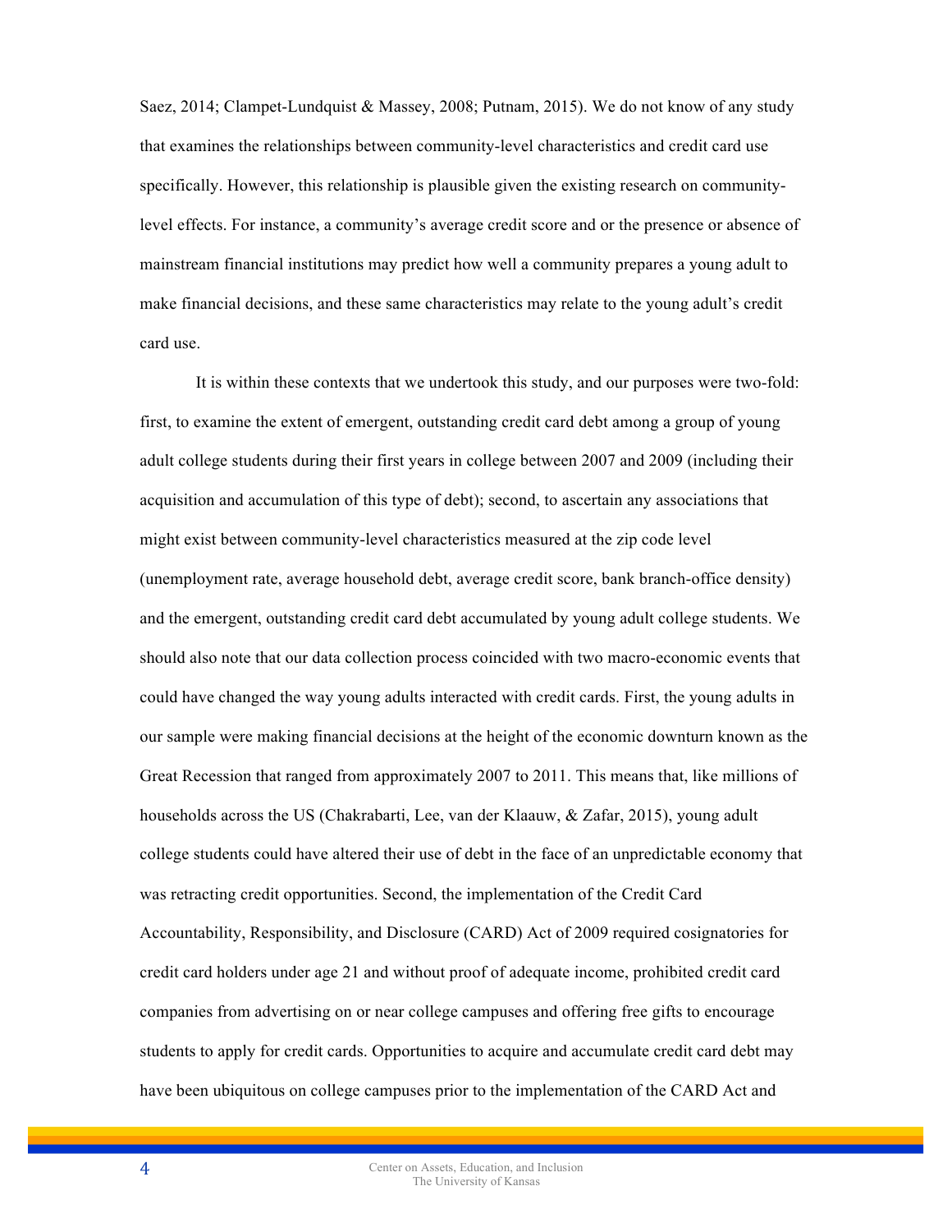Saez, 2014; Clampet-Lundquist & Massey, 2008; Putnam, 2015). We do not know of any study that examines the relationships between community-level characteristics and credit card use specifically. However, this relationship is plausible given the existing research on community-level effects. For instance, a community's average credit score and or the presence or absence of mainstream financial institutions may predict how well a community prepares a young adult to make financial decisions, and these same characteristics may relate to the young adult's credit card use.

It is within these contexts that we undertook this study, and our purposes were two-fold: first, to examine the extent of emergent, outstanding credit card debt among a group of young adult college students during their first years in college between 2007 and 2009 (including their acquisition and accumulation of this type of debt); second, to ascertain any associations that might exist between community-level characteristics measured at the zip code level (unemployment rate, average household debt, average credit score, bank branch-office density) and the emergent, outstanding credit card debt accumulated by young adult college students. We should also note that our data collection process coincided with two macro-economic events that could have changed the way young adults interacted with credit cards. First, the young adults in our sample were making financial decisions at the height of the economic downturn known as the Great Recession that ranged from approximately 2007 to 2011. This means that, like millions of households across the US (Chakrabarti, Lee, van der Klaauw, & Zafar, 2015), young adult college students could have altered their use of debt in the face of an unpredictable economy that was retracting credit opportunities. Second, the implementation of the Credit Card Accountability, Responsibility, and Disclosure (CARD) Act of 2009 required cosignatories for credit card holders under age 21 and without proof of adequate income, prohibited credit card companies from advertising on or near college campuses and offering free gifts to encourage students to apply for credit cards. Opportunities to acquire and accumulate credit card debt may have been ubiquitous on college campuses prior to the implementation of the CARD Act and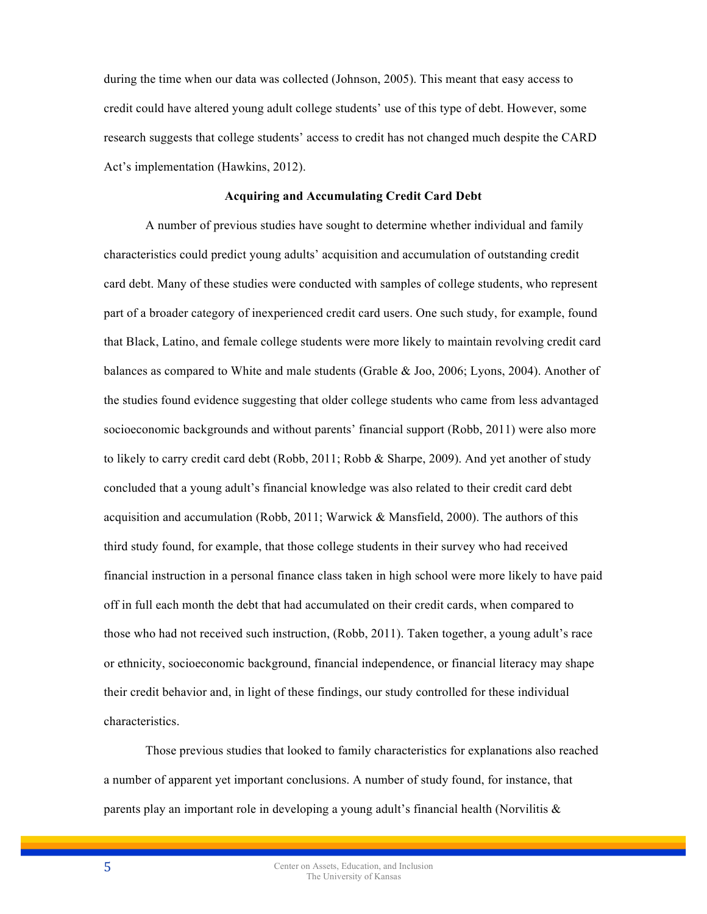during the time when our data was collected (Johnson, 2005). This meant that easy access to credit could have altered young adult college students' use of this type of debt. However, some research suggests that college students' access to credit has not changed much despite the CARD Act's implementation (Hawkins, 2012).

### Acquiring and Accumulating Credit Card Debt

A number of previous studies have sought to determine whether individual and family characteristics could predict young adults' acquisition and accumulation of outstanding credit card debt. Many of these studies were conducted with samples of college students, who represent part of a broader category of inexperienced credit card users. One such study, for example, found that Black, Latino, and female college students were more likely to maintain revolving credit card balances as compared to White and male students (Grable & Joo, 2006; Lyons, 2004). Another of the studies found evidence suggesting that older college students who came from less advantaged socioeconomic backgrounds and without parents' financial support (Robb, 2011) were also more to likely to carry credit card debt (Robb, 2011; Robb & Sharpe, 2009). And yet another of study concluded that a young adult's financial knowledge was also related to their credit card debt acquisition and accumulation (Robb, 2011; Warwick & Mansfield, 2000). The authors of this third study found, for example, that those college students in their survey who had received financial instruction in a personal finance class taken in high school were more likely to have paid off in full each month the debt that had accumulated on their credit cards, when compared to those who had not received such instruction, (Robb, 2011). Taken together, a young adult's race or ethnicity, socioeconomic background, financial independence, or financial literacy may shape their credit behavior and, in light of these findings, our study controlled for these individual characteristics.

Those previous studies that looked to family characteristics for explanations also reached a number of apparent yet important conclusions. A number of study found, for instance, that parents play an important role in developing a young adult's financial health (Norvilitis &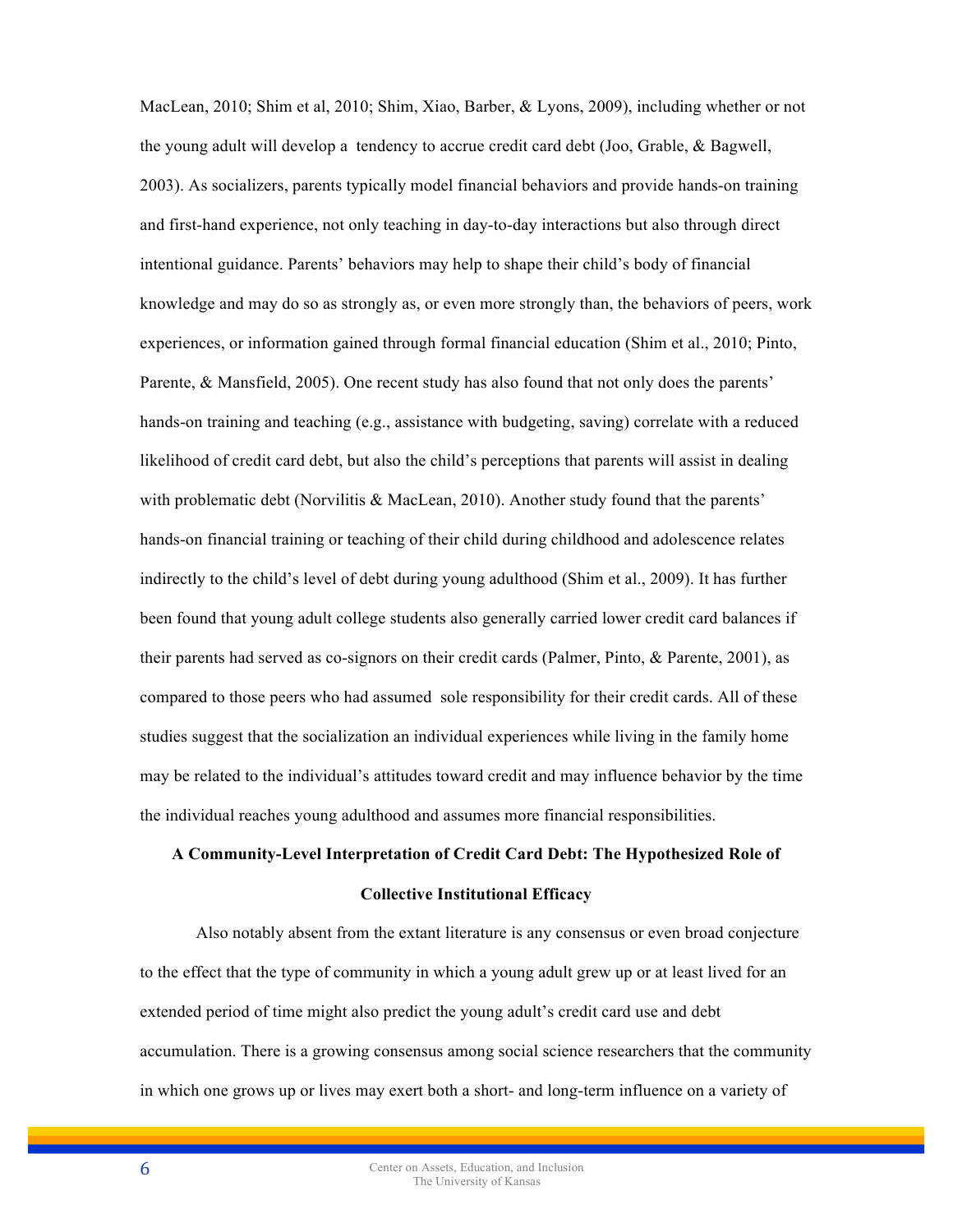MacLean, 2010; Shim et al, 2010; Shim, Xiao, Barber, & Lyons, 2009), including whether or not the young adult will develop a tendency to accrue credit card debt (Joo, Grable, & Bagwell, 2003). As socializers, parents typically model financial behaviors and provide hands-on training and first-hand experience, not only teaching in day-to-day interactions but also through direct intentional guidance. Parents' behaviors may help to shape their child's body of financial knowledge and may do so as strongly as, or even more strongly than, the behaviors of peers, work experiences, or information gained through formal financial education (Shim et al., 2010; Pinto, Parente, & Mansfield, 2005). One recent study has also found that not only does the parents' hands-on training and teaching (e.g., assistance with budgeting, saving) correlate with a reduced likelihood of credit card debt, but also the child's perceptions that parents will assist in dealing with problematic debt (Norvilitis & MacLean, 2010). Another study found that the parents' hands-on financial training or teaching of their child during childhood and adolescence relates indirectly to the child's level of debt during young adulthood (Shim et al., 2009). It has further been found that young adult college students also generally carried lower credit card balances if their parents had served as co-signors on their credit cards (Palmer, Pinto, & Parente, 2001), as compared to those peers who had assumed sole responsibility for their credit cards. All of these studies suggest that the socialization an individual experiences while living in the family home may be related to the individual's attitudes toward credit and may influence behavior by the time the individual reaches young adulthood and assumes more financial responsibilities.

## A Community-Level Interpretation of Credit Card Debt: The Hypothesized Role of Collective Institutional Efficacy

Also notably absent from the extant literature is any consensus or even broad conjecture to the effect that the type of community in which a young adult grew up or at least lived for an extended period of time might also predict the young adult's credit card use and debt accumulation. There is a growing consensus among social science researchers that the community in which one grows up or lives may exert both a short- and long-term influence on a variety of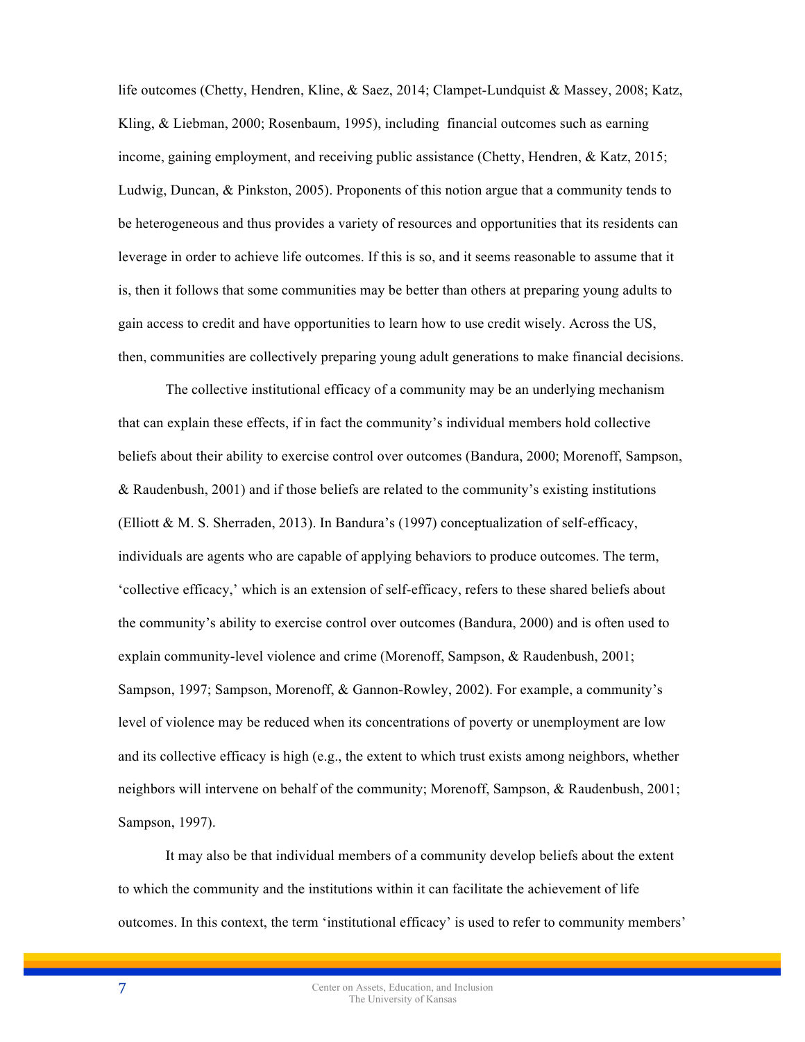life outcomes (Chetty, Hendren, Kline, & Saez, 2014; Clampet-Lundquist & Massey, 2008; Katz, Kling, & Liebman, 2000; Rosenbaum, 1995), including financial outcomes such as earning income, gaining employment, and receiving public assistance (Chetty, Hendren, & Katz, 2015; Ludwig, Duncan, & Pinkston, 2005). Proponents of this notion argue that a community tends to be heterogeneous and thus provides a variety of resources and opportunities that its residents can leverage in order to achieve life outcomes. If this is so, and it seems reasonable to assume that it is, then it follows that some communities may be better than others at preparing young adults to gain access to credit and have opportunities to learn how to use credit wisely. Across the US, then, communities are collectively preparing young adult generations to make financial decisions.

The collective institutional efficacy of a community may be an underlying mechanism that can explain these effects, if in fact the community's individual members hold collective beliefs about their ability to exercise control over outcomes (Bandura, 2000; Morenoff, Sampson, & Raudenbush, 2001) and if those beliefs are related to the community's existing institutions (Elliott & M. S. Sherraden, 2013). In Bandura's (1997) conceptualization of self-efficacy, individuals are agents who are capable of applying behaviors to produce outcomes. The term, 'collective efficacy,' which is an extension of self-efficacy, refers to these shared beliefs about the community's ability to exercise control over outcomes (Bandura, 2000) and is often used to explain community-level violence and crime (Morenoff, Sampson, & Raudenbush, 2001; Sampson, 1997; Sampson, Morenoff, & Gannon-Rowley, 2002). For example, a community's level of violence may be reduced when its concentrations of poverty or unemployment are low and its collective efficacy is high (e.g., the extent to which trust exists among neighbors, whether neighbors will intervene on behalf of the community; Morenoff, Sampson, & Raudenbush, 2001; Sampson, 1997).

It may also be that individual members of a community develop beliefs about the extent to which the community and the institutions within it can facilitate the achievement of life outcomes. In this context, the term 'institutional efficacy' is used to refer to community members'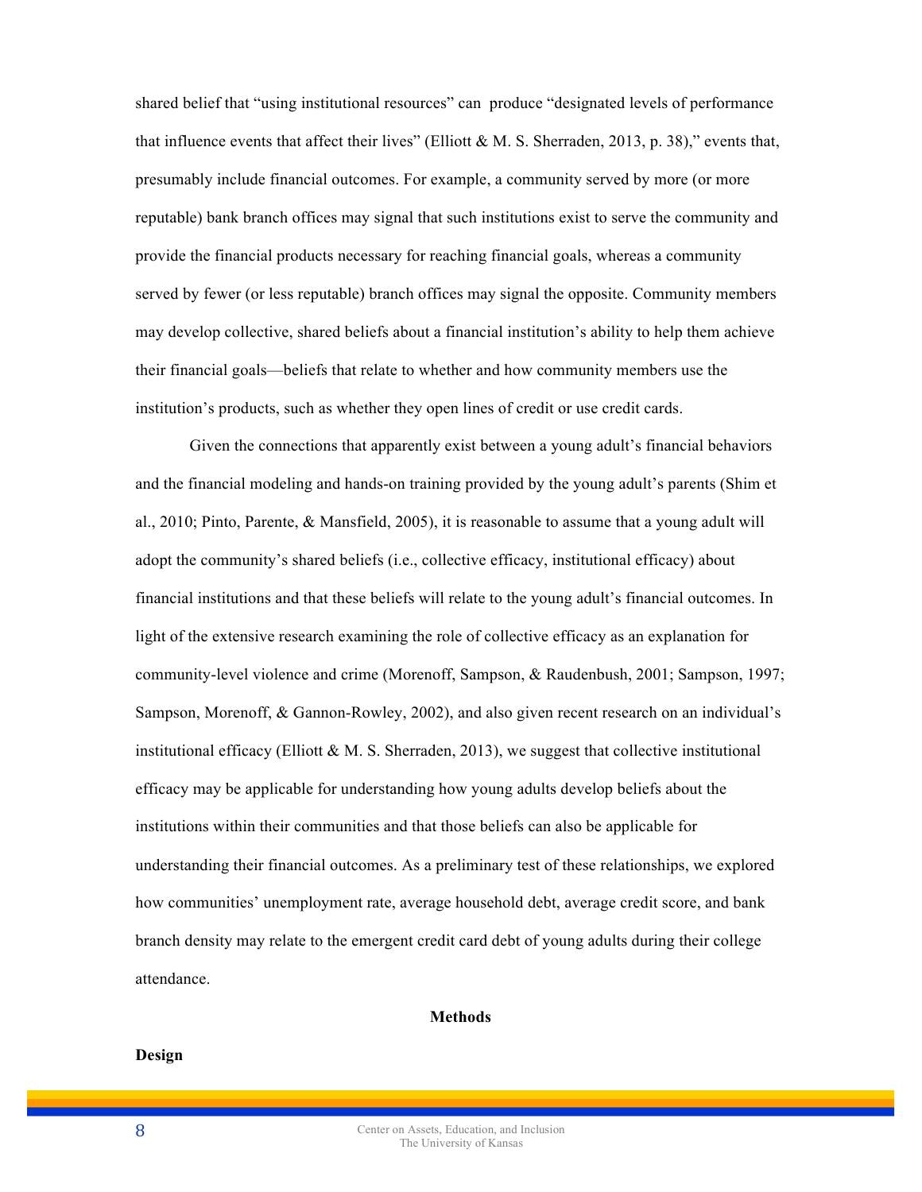shared belief that "using institutional resources" can produce "designated levels of performance that influence events that affect their lives" (Elliott & M. S. Sherraden, 2013, p. 38)," events that, presumably include financial outcomes. For example, a community served by more (or more reputable) bank branch offices may signal that such institutions exist to serve the community and provide the financial products necessary for reaching financial goals, whereas a community served by fewer (or less reputable) branch offices may signal the opposite. Community members may develop collective, shared beliefs about a financial institution's ability to help them achieve their financial goals—beliefs that relate to whether and how community members use the institution's products, such as whether they open lines of credit or use credit cards.

Given the connections that apparently exist between a young adult's financial behaviors and the financial modeling and hands-on training provided by the young adult's parents (Shim et al., 2010; Pinto, Parente, & Mansfield, 2005), it is reasonable to assume that a young adult will adopt the community's shared beliefs (i.e., collective efficacy, institutional efficacy) about financial institutions and that these beliefs will relate to the young adult's financial outcomes. In light of the extensive research examining the role of collective efficacy as an explanation for community-level violence and crime (Morenoff, Sampson, & Raudenbush, 2001; Sampson, 1997; Sampson, Morenoff, & Gannon-Rowley, 2002), and also given recent research on an individual's institutional efficacy (Elliott & M. S. Sherraden, 2013), we suggest that collective institutional efficacy may be applicable for understanding how young adults develop beliefs about the institutions within their communities and that those beliefs can also be applicable for understanding their financial outcomes. As a preliminary test of these relationships, we explored how communities' unemployment rate, average household debt, average credit score, and bank branch density may relate to the emergent credit card debt of young adults during their college attendance.

## Methods

### Design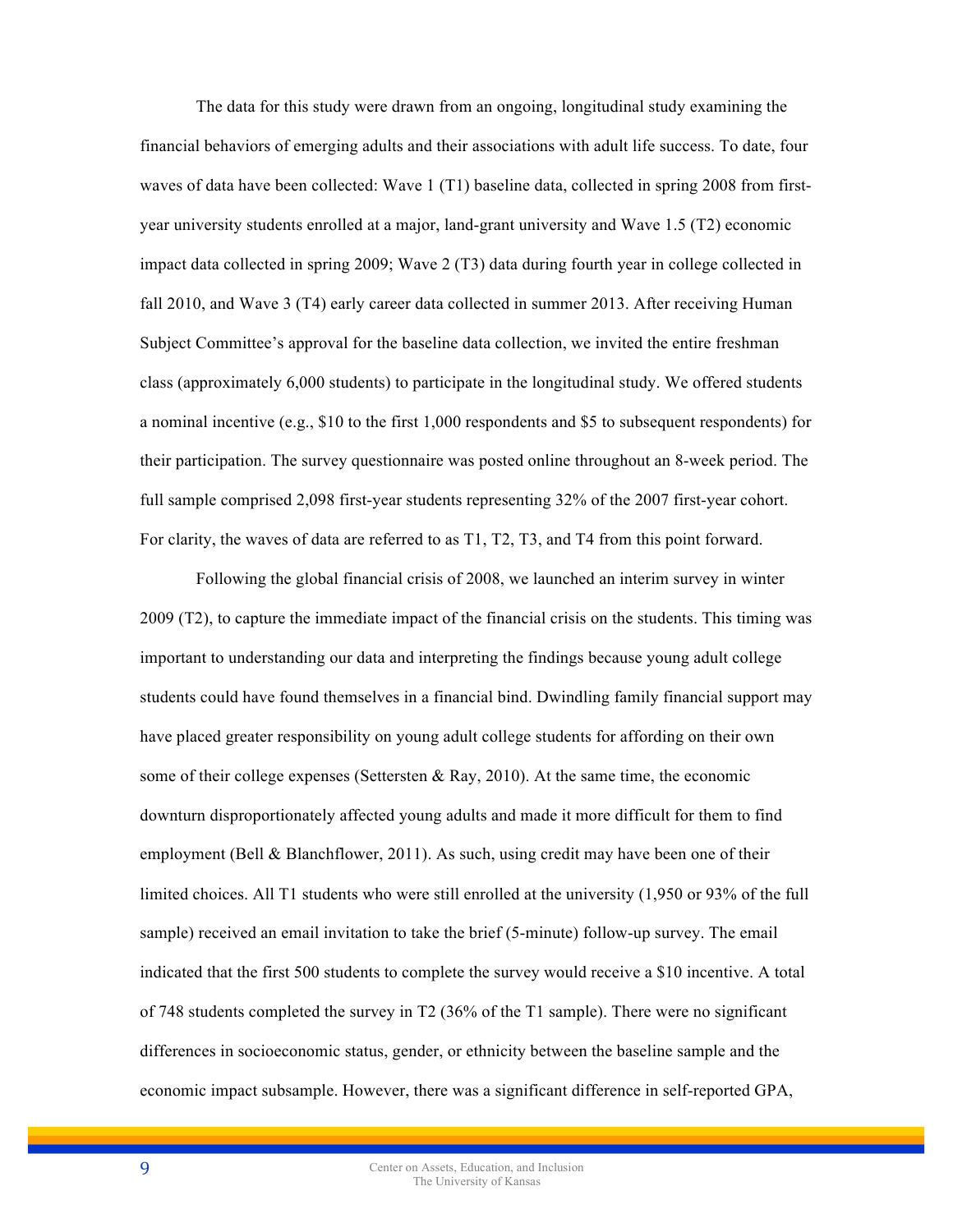The data for this study were drawn from an ongoing, longitudinal study examining the financial behaviors of emerging adults and their associations with adult life success. To date, four waves of data have been collected: Wave 1 (T1) baseline data, collected in spring 2008 from first-year university students enrolled at a major, land-grant university and Wave 1.5 (T2) economic impact data collected in spring 2009; Wave 2 (T3) data during fourth year in college collected in fall 2010, and Wave 3 (T4) early career data collected in summer 2013. After receiving Human Subject Committee's approval for the baseline data collection, we invited the entire freshman class (approximately 6,000 students) to participate in the longitudinal study. We offered students a nominal incentive (e.g., $10 to the first 1,000 respondents and $5 to subsequent respondents) for their participation. The survey questionnaire was posted online throughout an 8-week period. The full sample comprised 2,098 first-year students representing 32% of the 2007 first-year cohort. For clarity, the waves of data are referred to as T1, T2, T3, and T4 from this point forward.

Following the global financial crisis of 2008, we launched an interim survey in winter 2009 (T2), to capture the immediate impact of the financial crisis on the students. This timing was important to understanding our data and interpreting the findings because young adult college students could have found themselves in a financial bind. Dwindling family financial support may have placed greater responsibility on young adult college students for affording on their own some of their college expenses (Settersten & Ray, 2010). At the same time, the economic downturn disproportionately affected young adults and made it more difficult for them to find employment (Bell & Blanchflower, 2011). As such, using credit may have been one of their limited choices. All T1 students who were still enrolled at the university (1,950 or 93% of the full sample) received an email invitation to take the brief (5-minute) follow-up survey. The email indicated that the first 500 students to complete the survey would receive a $10 incentive. A total of 748 students completed the survey in T2 (36% of the T1 sample). There were no significant differences in socioeconomic status, gender, or ethnicity between the baseline sample and the economic impact subsample. However, there was a significant difference in self-reported GPA,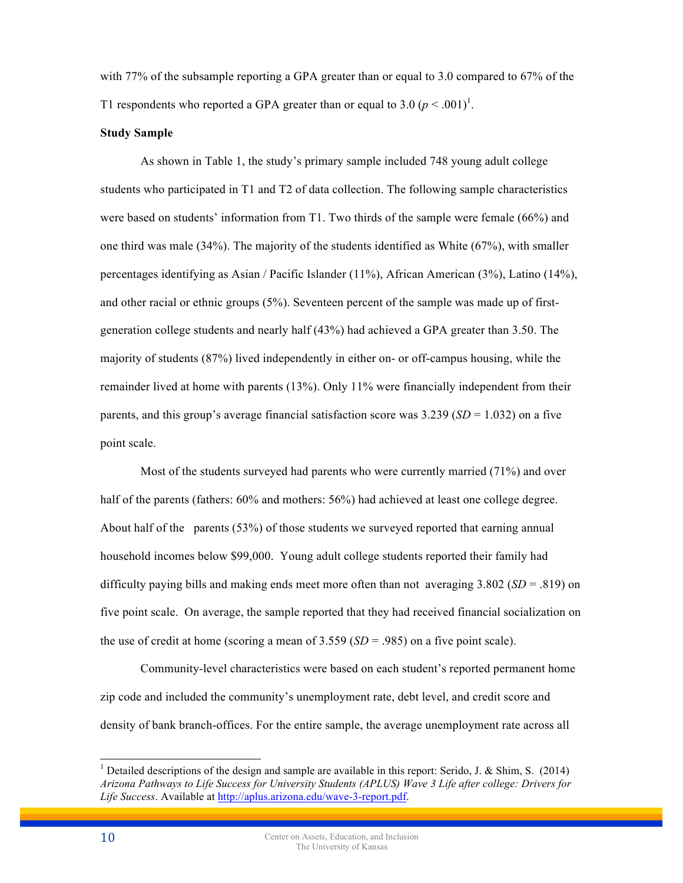with 77% of the subsample reporting a GPA greater than or equal to 3.0 compared to 67% of the T1 respondents who reported a GPA greater than or equal to 3.0 ($p < .001$)[1].

**Study Sample**

As shown in Table 1, the study's primary sample included 748 young adult college students who participated in T1 and T2 of data collection. The following sample characteristics were based on students' information from T1. Two thirds of the sample were female (66%) and one third was male (34%). The majority of the students identified as White (67%), with smaller percentages identifying as Asian / Pacific Islander (11%), African American (3%), Latino (14%), and other racial or ethnic groups (5%). Seventeen percent of the sample was made up of first-generation college students and nearly half (43%) had achieved a GPA greater than 3.50. The majority of students (87%) lived independently in either on- or off-campus housing, while the remainder lived at home with parents (13%). Only 11% were financially independent from their parents, and this group's average financial satisfaction score was 3.239 (*SD* = 1.032) on a five point scale.

Most of the students surveyed had parents who were currently married (71%) and over half of the parents (fathers: 60% and mothers: 56%) had achieved at least one college degree. About half of the parents (53%) of those students we surveyed reported that earning annual household incomes below $99,000. Young adult college students reported their family had difficulty paying bills and making ends meet more often than not averaging 3.802 (*SD* = .819) on five point scale. On average, the sample reported that they had received financial socialization on the use of credit at home (scoring a mean of 3.559 (*SD* = .985) on a five point scale).

Community-level characteristics were based on each student's reported permanent home zip code and included the community's unemployment rate, debt level, and credit score and density of bank branch-offices. For the entire sample, the average unemployment rate across all

[1] Detailed descriptions of the design and sample are available in this report: Serido, J. & Shim, S. (2014) *Arizona Pathways to Life Success for University Students (APLUS) Wave 3 Life after college: Drivers for Life Success*. Available at http://aplus.arizona.edu/wave-3-report.pdf.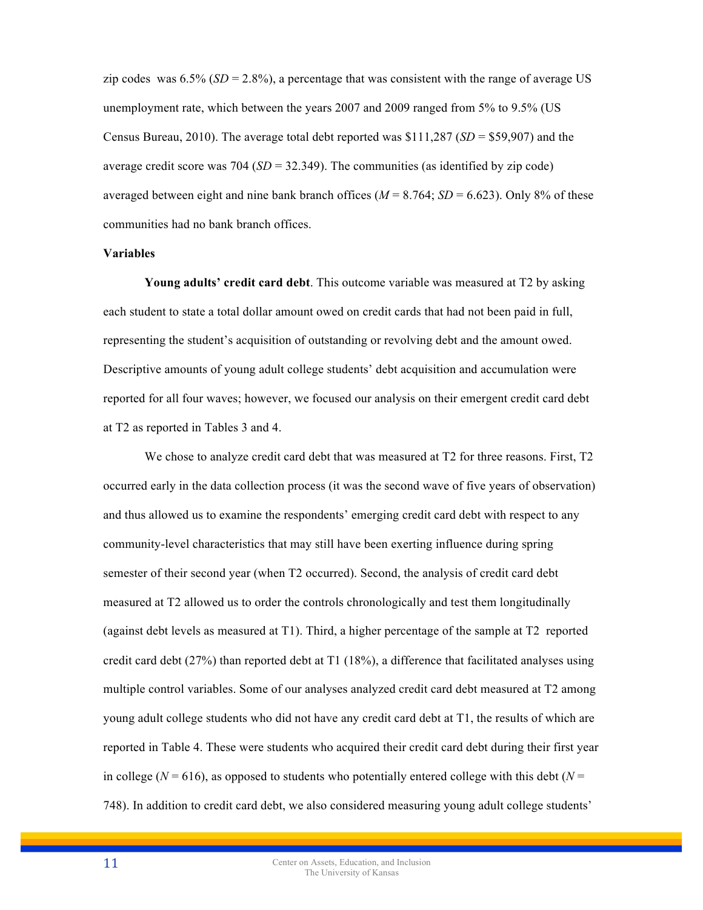zip codes was 6.5% (*SD* = 2.8%), a percentage that was consistent with the range of average US unemployment rate, which between the years 2007 and 2009 ranged from 5% to 9.5% (US Census Bureau, 2010). The average total debt reported was $111,287 (*SD* = $59,907) and the average credit score was 704 (*SD* = 32.349). The communities (as identified by zip code) averaged between eight and nine bank branch offices (*M* = 8.764; *SD* = 6.623). Only 8% of these communities had no bank branch offices.

**Variables**

**Young adults' credit card debt**. This outcome variable was measured at T2 by asking each student to state a total dollar amount owed on credit cards that had not been paid in full, representing the student's acquisition of outstanding or revolving debt and the amount owed. Descriptive amounts of young adult college students' debt acquisition and accumulation were reported for all four waves; however, we focused our analysis on their emergent credit card debt at T2 as reported in Tables 3 and 4.

We chose to analyze credit card debt that was measured at T2 for three reasons. First, T2 occurred early in the data collection process (it was the second wave of five years of observation) and thus allowed us to examine the respondents' emerging credit card debt with respect to any community-level characteristics that may still have been exerting influence during spring semester of their second year (when T2 occurred). Second, the analysis of credit card debt measured at T2 allowed us to order the controls chronologically and test them longitudinally (against debt levels as measured at T1). Third, a higher percentage of the sample at T2 reported credit card debt (27%) than reported debt at T1 (18%), a difference that facilitated analyses using multiple control variables. Some of our analyses analyzed credit card debt measured at T2 among young adult college students who did not have any credit card debt at T1, the results of which are reported in Table 4. These were students who acquired their credit card debt during their first year in college (*N* = 616), as opposed to students who potentially entered college with this debt (*N* = 748). In addition to credit card debt, we also considered measuring young adult college students'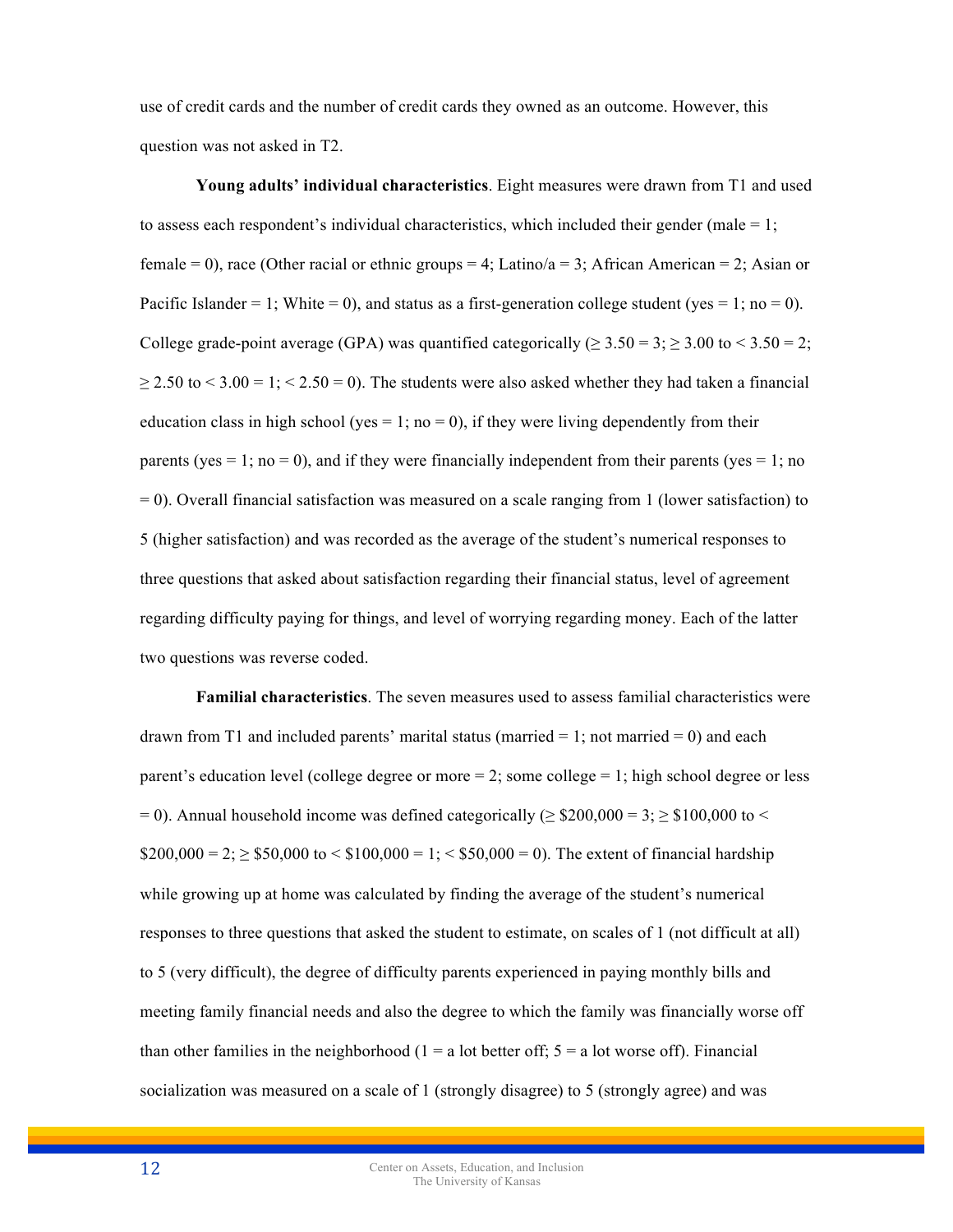use of credit cards and the number of credit cards they owned as an outcome. However, this question was not asked in T2.

**Young adults' individual characteristics**. Eight measures were drawn from T1 and used to assess each respondent's individual characteristics, which included their gender (male = 1; female = 0), race (Other racial or ethnic groups = 4; Latino/a = 3; African American = 2; Asian or Pacific Islander = 1; White = 0), and status as a first-generation college student (yes = 1; no = 0). College grade-point average (GPA) was quantified categorically (≥ 3.50 = 3; ≥ 3.00 to < 3.50 = 2; ≥ 2.50 to < 3.00 = 1; < 2.50 = 0). The students were also asked whether they had taken a financial education class in high school (yes = 1; no = 0), if they were living dependently from their parents (yes = 1; no = 0), and if they were financially independent from their parents (yes = 1; no = 0). Overall financial satisfaction was measured on a scale ranging from 1 (lower satisfaction) to 5 (higher satisfaction) and was recorded as the average of the student's numerical responses to three questions that asked about satisfaction regarding their financial status, level of agreement regarding difficulty paying for things, and level of worrying regarding money. Each of the latter two questions was reverse coded.

**Familial characteristics**. The seven measures used to assess familial characteristics were drawn from T1 and included parents' marital status (married = 1; not married = 0) and each parent's education level (college degree or more = 2; some college = 1; high school degree or less = 0). Annual household income was defined categorically (≥ $200,000 = 3; ≥ $100,000 to < $200,000 = 2; ≥ $50,000 to < $100,000 = 1; < $50,000 = 0). The extent of financial hardship while growing up at home was calculated by finding the average of the student's numerical responses to three questions that asked the student to estimate, on scales of 1 (not difficult at all) to 5 (very difficult), the degree of difficulty parents experienced in paying monthly bills and meeting family financial needs and also the degree to which the family was financially worse off than other families in the neighborhood (1 = a lot better off; 5 = a lot worse off). Financial socialization was measured on a scale of 1 (strongly disagree) to 5 (strongly agree) and was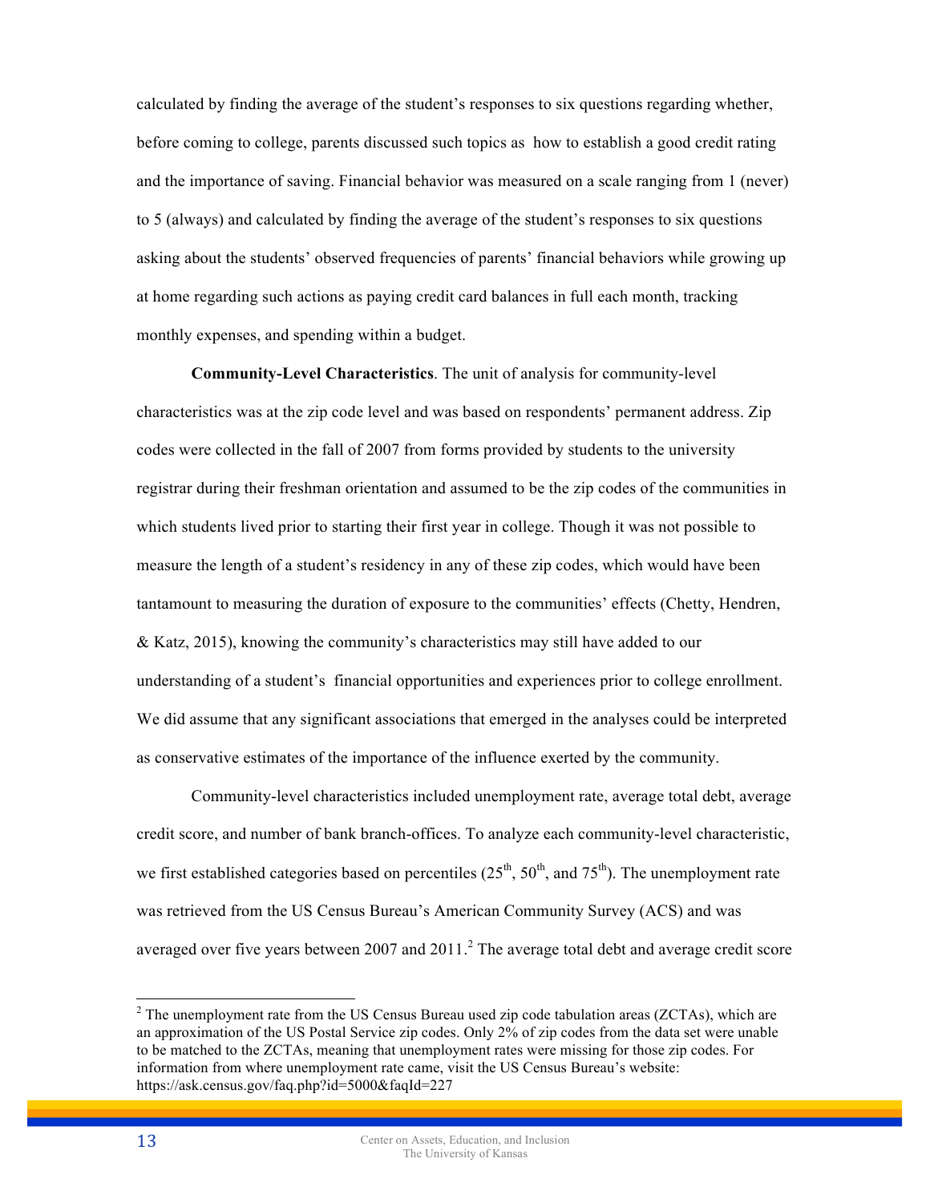calculated by finding the average of the student's responses to six questions regarding whether, before coming to college, parents discussed such topics as how to establish a good credit rating and the importance of saving. Financial behavior was measured on a scale ranging from 1 (never) to 5 (always) and calculated by finding the average of the student's responses to six questions asking about the students' observed frequencies of parents' financial behaviors while growing up at home regarding such actions as paying credit card balances in full each month, tracking monthly expenses, and spending within a budget.

**Community-Level Characteristics**. The unit of analysis for community-level characteristics was at the zip code level and was based on respondents' permanent address. Zip codes were collected in the fall of 2007 from forms provided by students to the university registrar during their freshman orientation and assumed to be the zip codes of the communities in which students lived prior to starting their first year in college. Though it was not possible to measure the length of a student's residency in any of these zip codes, which would have been tantamount to measuring the duration of exposure to the communities' effects (Chetty, Hendren, & Katz, 2015), knowing the community's characteristics may still have added to our understanding of a student's financial opportunities and experiences prior to college enrollment. We did assume that any significant associations that emerged in the analyses could be interpreted as conservative estimates of the importance of the influence exerted by the community.

Community-level characteristics included unemployment rate, average total debt, average credit score, and number of bank branch-offices. To analyze each community-level characteristic, we first established categories based on percentiles (25th, 50th, and 75th). The unemployment rate was retrieved from the US Census Bureau's American Community Survey (ACS) and was averaged over five years between 2007 and 2011.[2] The average total debt and average credit score

[2] The unemployment rate from the US Census Bureau used zip code tabulation areas (ZCTAs), which are an approximation of the US Postal Service zip codes. Only 2% of zip codes from the data set were unable to be matched to the ZCTAs, meaning that unemployment rates were missing for those zip codes. For information from where unemployment rate came, visit the US Census Bureau's website: https://ask.census.gov/faq.php?id=5000&faqId=227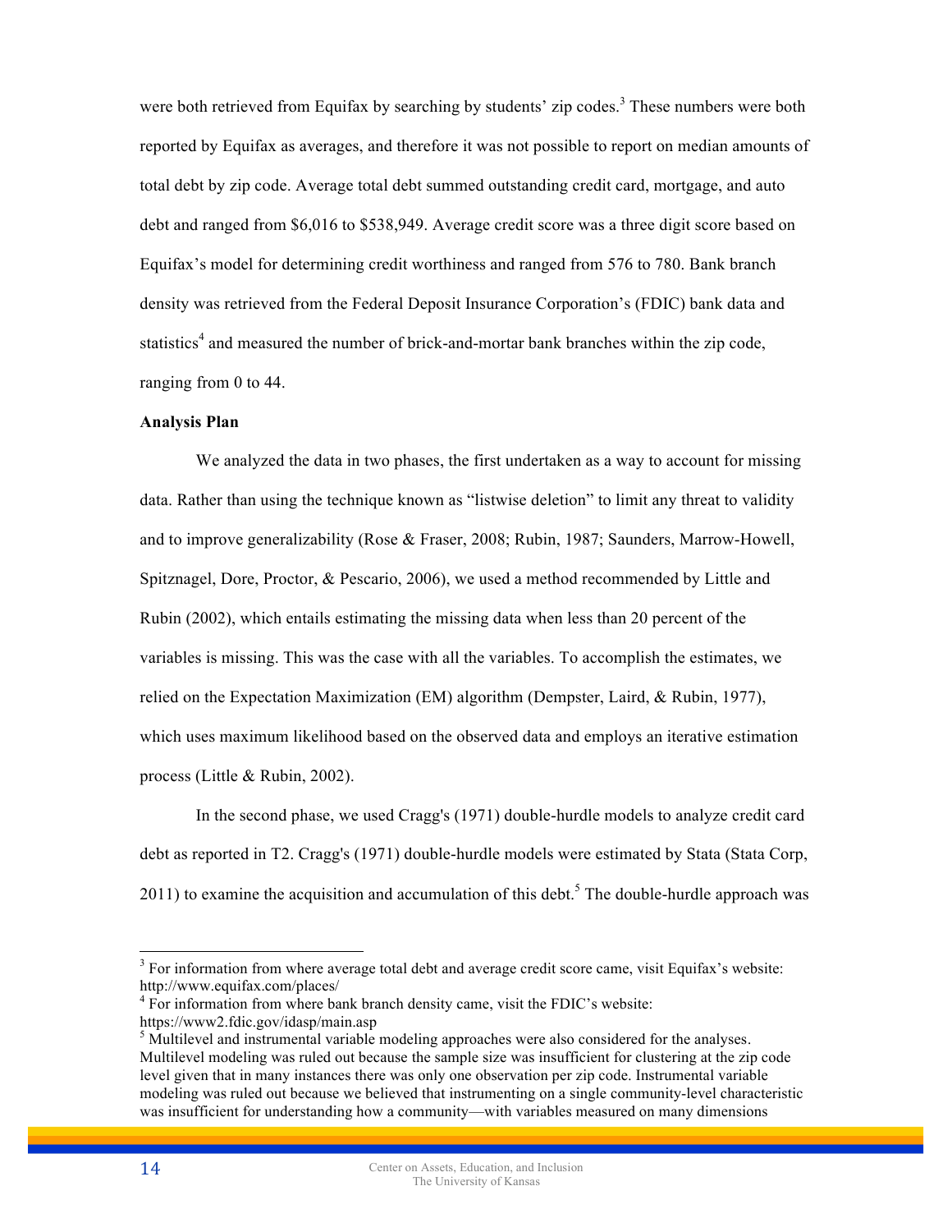were both retrieved from Equifax by searching by students' zip codes.[3] These numbers were both reported by Equifax as averages, and therefore it was not possible to report on median amounts of total debt by zip code. Average total debt summed outstanding credit card, mortgage, and auto debt and ranged from $6,016 to $538,949. Average credit score was a three digit score based on Equifax's model for determining credit worthiness and ranged from 576 to 780. Bank branch density was retrieved from the Federal Deposit Insurance Corporation's (FDIC) bank data and statistics[4] and measured the number of brick-and-mortar bank branches within the zip code, ranging from 0 to 44.

**Analysis Plan**

We analyzed the data in two phases, the first undertaken as a way to account for missing data. Rather than using the technique known as "listwise deletion" to limit any threat to validity and to improve generalizability (Rose & Fraser, 2008; Rubin, 1987; Saunders, Marrow-Howell, Spitznagel, Dore, Proctor, & Pescario, 2006), we used a method recommended by Little and Rubin (2002), which entails estimating the missing data when less than 20 percent of the variables is missing. This was the case with all the variables. To accomplish the estimates, we relied on the Expectation Maximization (EM) algorithm (Dempster, Laird, & Rubin, 1977), which uses maximum likelihood based on the observed data and employs an iterative estimation process (Little & Rubin, 2002).

In the second phase, we used Cragg's (1971) double-hurdle models to analyze credit card debt as reported in T2. Cragg's (1971) double-hurdle models were estimated by Stata (Stata Corp, 2011) to examine the acquisition and accumulation of this debt.[5] The double-hurdle approach was

---

[3] For information from where average total debt and average credit score came, visit Equifax's website: http://www.equifax.com/places/

[4] For information from where bank branch density came, visit the FDIC's website: https://www2.fdic.gov/idasp/main.asp

[5] Multilevel and instrumental variable modeling approaches were also considered for the analyses. Multilevel modeling was ruled out because the sample size was insufficient for clustering at the zip code level given that in many instances there was only one observation per zip code. Instrumental variable modeling was ruled out because we believed that instrumenting on a single community-level characteristic was insufficient for understanding how a community—with variables measured on many dimensions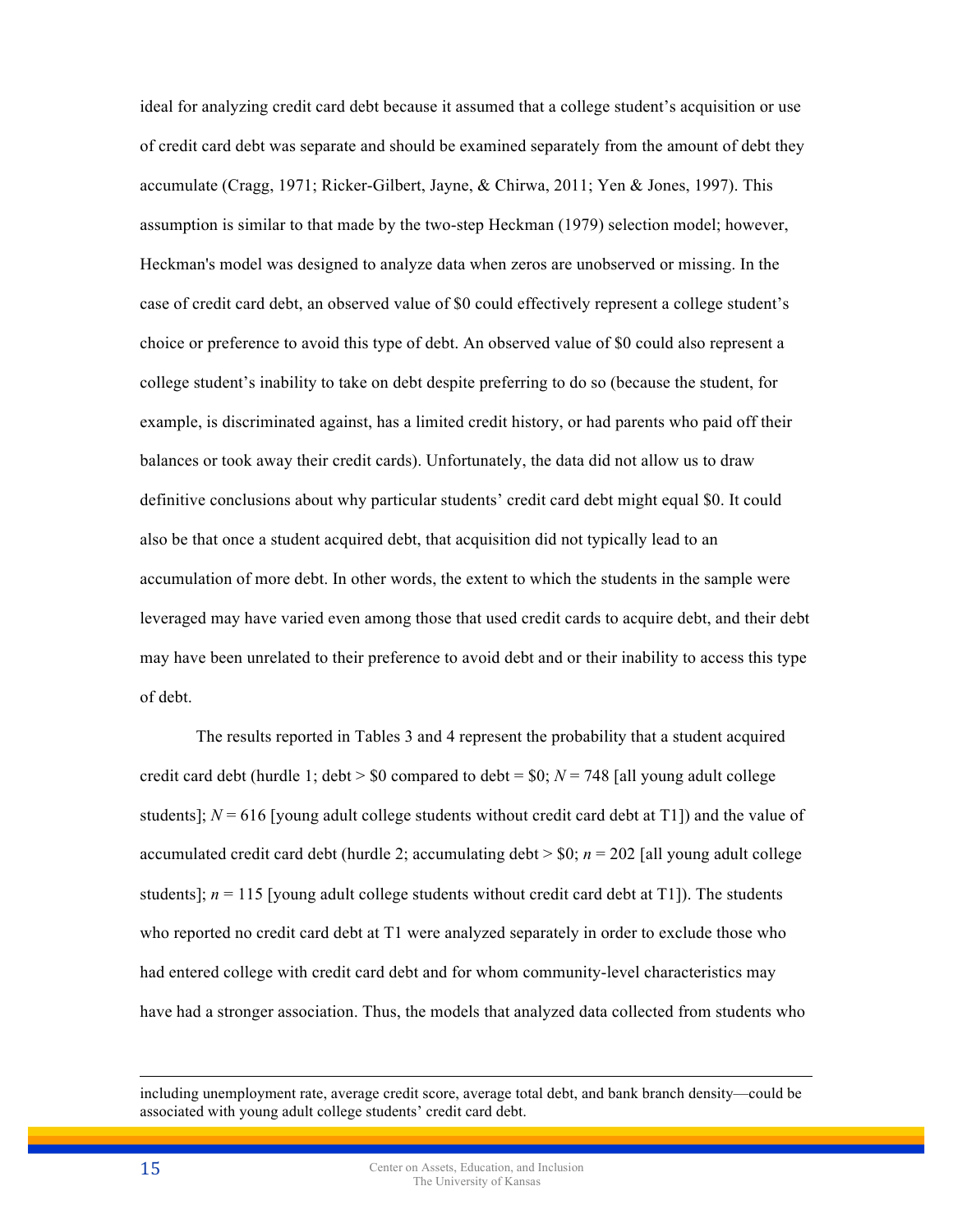ideal for analyzing credit card debt because it assumed that a college student's acquisition or use of credit card debt was separate and should be examined separately from the amount of debt they accumulate (Cragg, 1971; Ricker-Gilbert, Jayne, & Chirwa, 2011; Yen & Jones, 1997). This assumption is similar to that made by the two-step Heckman (1979) selection model; however, Heckman's model was designed to analyze data when zeros are unobserved or missing. In the case of credit card debt, an observed value of $0 could effectively represent a college student's choice or preference to avoid this type of debt. An observed value of $0 could also represent a college student's inability to take on debt despite preferring to do so (because the student, for example, is discriminated against, has a limited credit history, or had parents who paid off their balances or took away their credit cards). Unfortunately, the data did not allow us to draw definitive conclusions about why particular students' credit card debt might equal $0. It could also be that once a student acquired debt, that acquisition did not typically lead to an accumulation of more debt. In other words, the extent to which the students in the sample were leveraged may have varied even among those that used credit cards to acquire debt, and their debt may have been unrelated to their preference to avoid debt and or their inability to access this type of debt.

The results reported in Tables 3 and 4 represent the probability that a student acquired credit card debt (hurdle 1; debt > $0 compared to debt = $0; *N* = 748 [all young adult college students]; *N* = 616 [young adult college students without credit card debt at T1]) and the value of accumulated credit card debt (hurdle 2; accumulating debt > $0; *n* = 202 [all young adult college students]; *n* = 115 [young adult college students without credit card debt at T1]). The students who reported no credit card debt at T1 were analyzed separately in order to exclude those who had entered college with credit card debt and for whom community-level characteristics may have had a stronger association. Thus, the models that analyzed data collected from students who

---

including unemployment rate, average credit score, average total debt, and bank branch density—could be associated with young adult college students' credit card debt.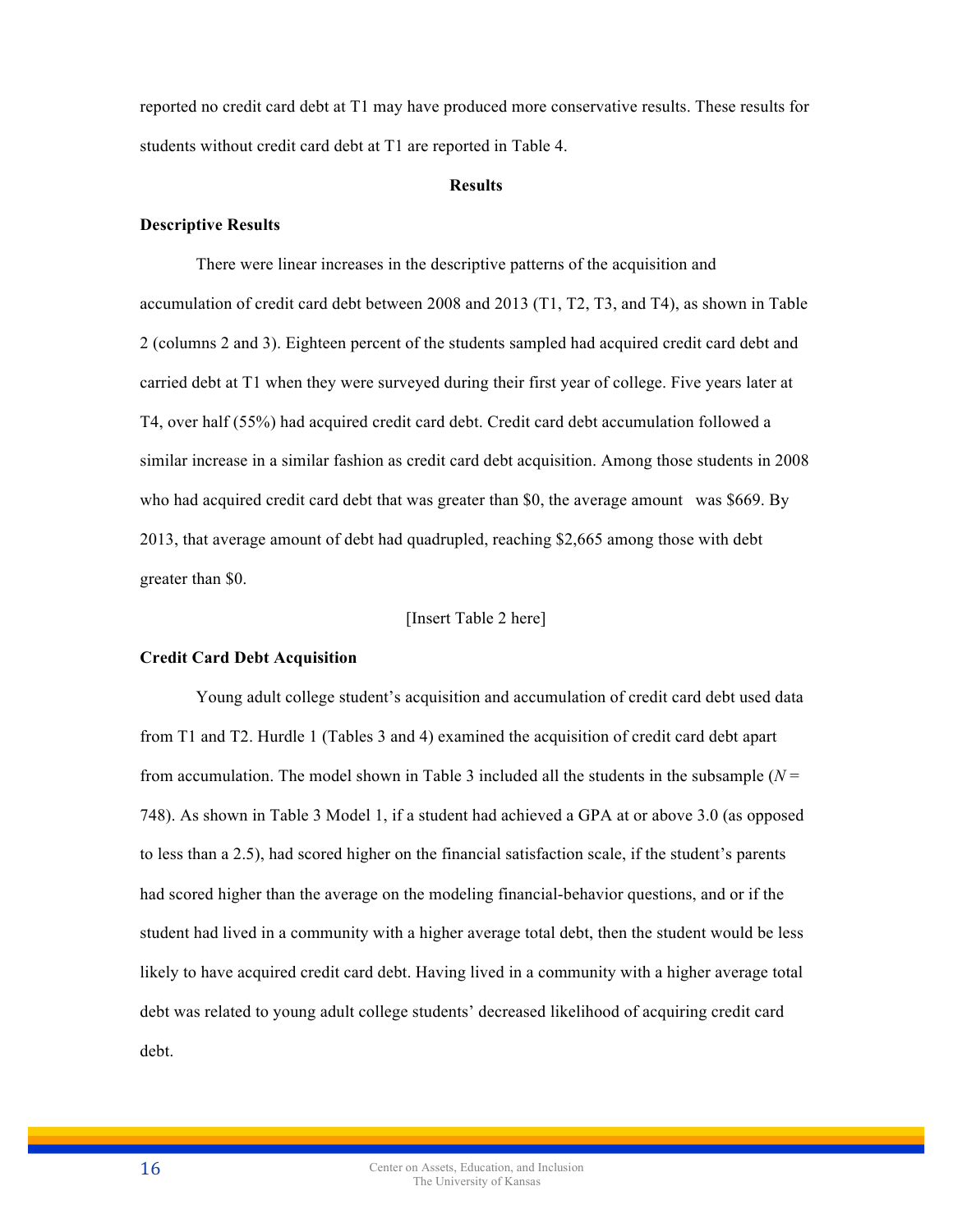reported no credit card debt at T1 may have produced more conservative results. These results for students without credit card debt at T1 are reported in Table 4.

## Results

### Descriptive Results

There were linear increases in the descriptive patterns of the acquisition and accumulation of credit card debt between 2008 and 2013 (T1, T2, T3, and T4), as shown in Table 2 (columns 2 and 3). Eighteen percent of the students sampled had acquired credit card debt and carried debt at T1 when they were surveyed during their first year of college. Five years later at T4, over half (55%) had acquired credit card debt. Credit card debt accumulation followed a similar increase in a similar fashion as credit card debt acquisition. Among those students in 2008 who had acquired credit card debt that was greater than $0, the average amount was $669. By 2013, that average amount of debt had quadrupled, reaching $2,665 among those with debt greater than $0.

[Insert Table 2 here]

### Credit Card Debt Acquisition

Young adult college student's acquisition and accumulation of credit card debt used data from T1 and T2. Hurdle 1 (Tables 3 and 4) examined the acquisition of credit card debt apart from accumulation. The model shown in Table 3 included all the students in the subsample (*N* = 748). As shown in Table 3 Model 1, if a student had achieved a GPA at or above 3.0 (as opposed to less than a 2.5), had scored higher on the financial satisfaction scale, if the student's parents had scored higher than the average on the modeling financial-behavior questions, and or if the student had lived in a community with a higher average total debt, then the student would be less likely to have acquired credit card debt. Having lived in a community with a higher average total debt was related to young adult college students' decreased likelihood of acquiring credit card debt.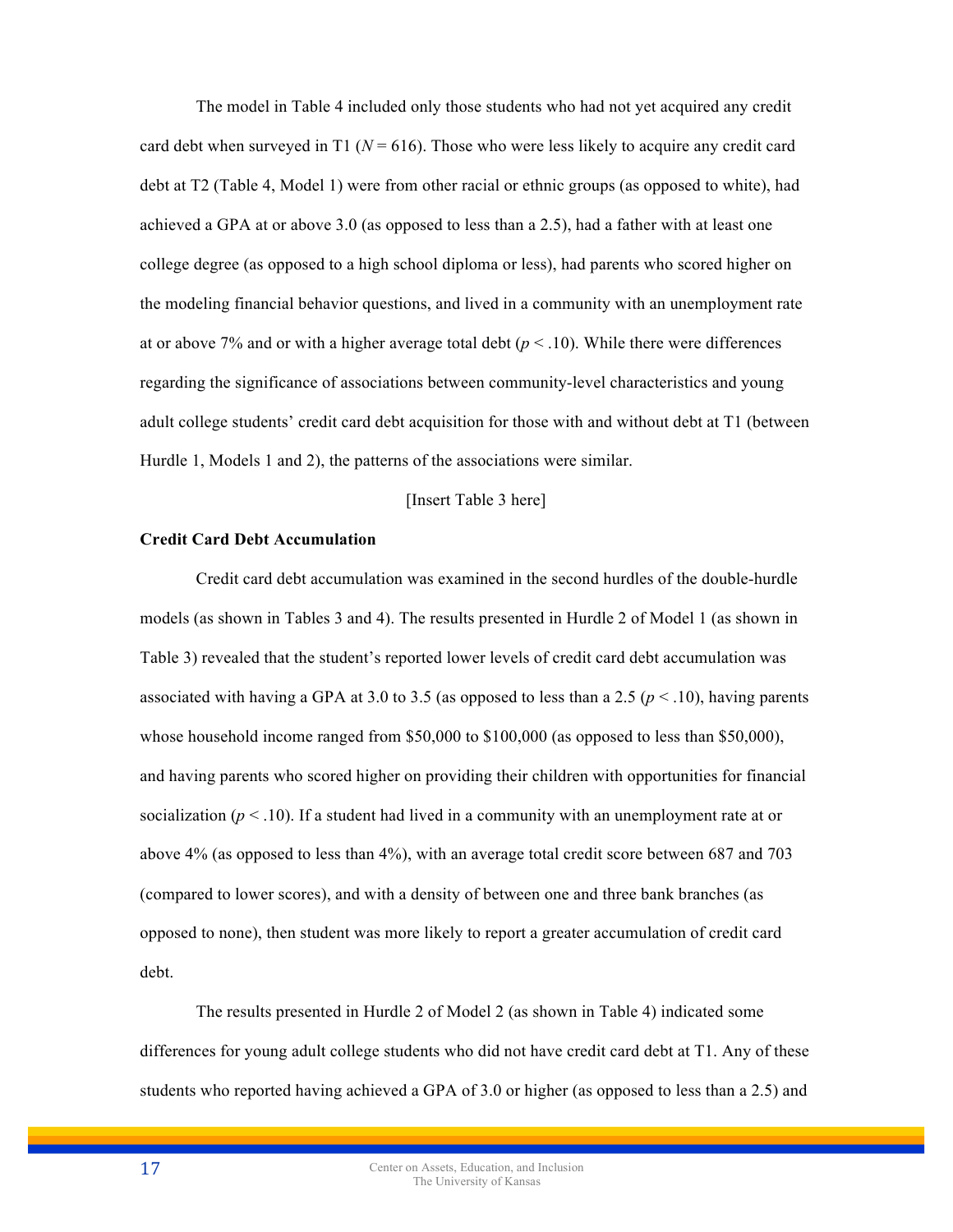The model in Table 4 included only those students who had not yet acquired any credit card debt when surveyed in T1 (*N* = 616). Those who were less likely to acquire any credit card debt at T2 (Table 4, Model 1) were from other racial or ethnic groups (as opposed to white), had achieved a GPA at or above 3.0 (as opposed to less than a 2.5), had a father with at least one college degree (as opposed to a high school diploma or less), had parents who scored higher on the modeling financial behavior questions, and lived in a community with an unemployment rate at or above 7% and or with a higher average total debt ($p < .10$). While there were differences regarding the significance of associations between community-level characteristics and young adult college students' credit card debt acquisition for those with and without debt at T1 (between Hurdle 1, Models 1 and 2), the patterns of the associations were similar.

[Insert Table 3 here]

**Credit Card Debt Accumulation**

Credit card debt accumulation was examined in the second hurdles of the double-hurdle models (as shown in Tables 3 and 4). The results presented in Hurdle 2 of Model 1 (as shown in Table 3) revealed that the student's reported lower levels of credit card debt accumulation was associated with having a GPA at 3.0 to 3.5 (as opposed to less than a 2.5 ($p < .10$), having parents whose household income ranged from \$50,000 to \$100,000 (as opposed to less than \$50,000), and having parents who scored higher on providing their children with opportunities for financial socialization ($p < .10$). If a student had lived in a community with an unemployment rate at or above 4% (as opposed to less than 4%), with an average total credit score between 687 and 703 (compared to lower scores), and with a density of between one and three bank branches (as opposed to none), then student was more likely to report a greater accumulation of credit card debt.

The results presented in Hurdle 2 of Model 2 (as shown in Table 4) indicated some differences for young adult college students who did not have credit card debt at T1. Any of these students who reported having achieved a GPA of 3.0 or higher (as opposed to less than a 2.5) and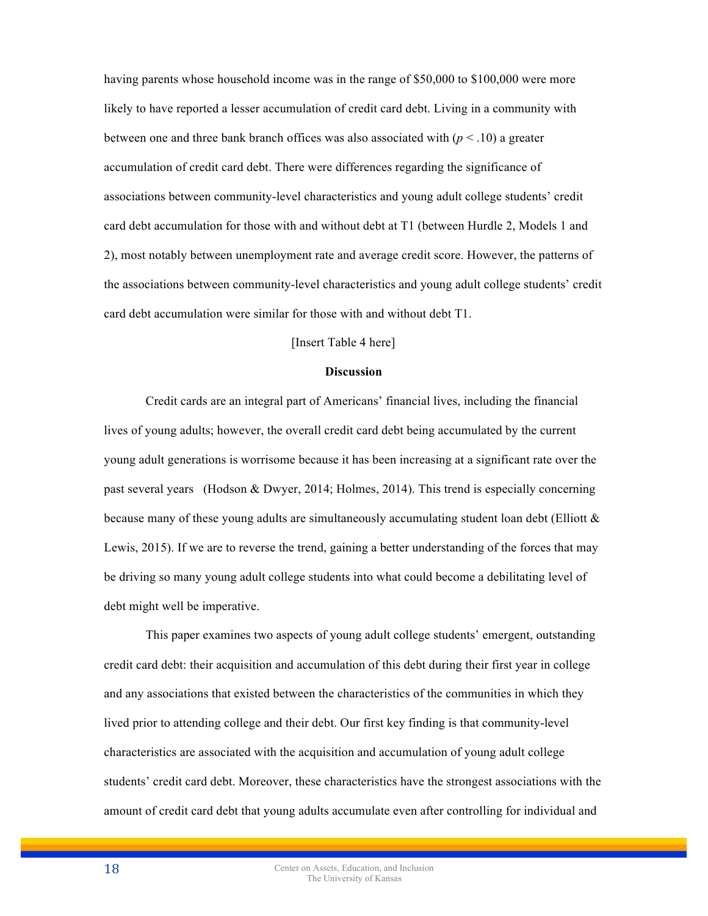having parents whose household income was in the range of $50,000 to $100,000 were more likely to have reported a lesser accumulation of credit card debt. Living in a community with between one and three bank branch offices was also associated with ($p < .10$) a greater accumulation of credit card debt. There were differences regarding the significance of associations between community-level characteristics and young adult college students' credit card debt accumulation for those with and without debt at T1 (between Hurdle 2, Models 1 and 2), most notably between unemployment rate and average credit score. However, the patterns of the associations between community-level characteristics and young adult college students' credit card debt accumulation were similar for those with and without debt T1.

[Insert Table 4 here]

## Discussion

Credit cards are an integral part of Americans' financial lives, including the financial lives of young adults; however, the overall credit card debt being accumulated by the current young adult generations is worrisome because it has been increasing at a significant rate over the past several years (Hodson & Dwyer, 2014; Holmes, 2014). This trend is especially concerning because many of these young adults are simultaneously accumulating student loan debt (Elliott & Lewis, 2015). If we are to reverse the trend, gaining a better understanding of the forces that may be driving so many young adult college students into what could become a debilitating level of debt might well be imperative.

This paper examines two aspects of young adult college students' emergent, outstanding credit card debt: their acquisition and accumulation of this debt during their first year in college and any associations that existed between the characteristics of the communities in which they lived prior to attending college and their debt. Our first key finding is that community-level characteristics are associated with the acquisition and accumulation of young adult college students' credit card debt. Moreover, these characteristics have the strongest associations with the amount of credit card debt that young adults accumulate even after controlling for individual and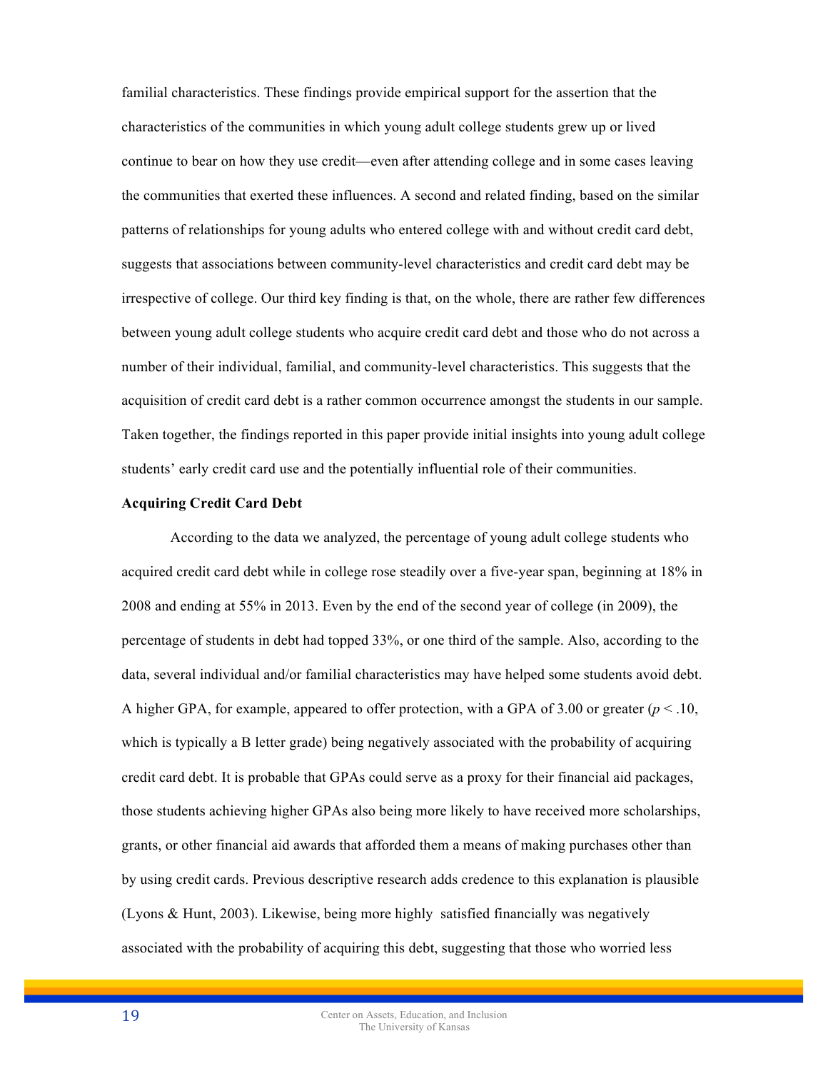familial characteristics. These findings provide empirical support for the assertion that the characteristics of the communities in which young adult college students grew up or lived continue to bear on how they use credit—even after attending college and in some cases leaving the communities that exerted these influences. A second and related finding, based on the similar patterns of relationships for young adults who entered college with and without credit card debt, suggests that associations between community-level characteristics and credit card debt may be irrespective of college. Our third key finding is that, on the whole, there are rather few differences between young adult college students who acquire credit card debt and those who do not across a number of their individual, familial, and community-level characteristics. This suggests that the acquisition of credit card debt is a rather common occurrence amongst the students in our sample. Taken together, the findings reported in this paper provide initial insights into young adult college students' early credit card use and the potentially influential role of their communities.

**Acquiring Credit Card Debt**

According to the data we analyzed, the percentage of young adult college students who acquired credit card debt while in college rose steadily over a five-year span, beginning at 18% in 2008 and ending at 55% in 2013. Even by the end of the second year of college (in 2009), the percentage of students in debt had topped 33%, or one third of the sample. Also, according to the data, several individual and/or familial characteristics may have helped some students avoid debt. A higher GPA, for example, appeared to offer protection, with a GPA of 3.00 or greater ($p < .10$, which is typically a B letter grade) being negatively associated with the probability of acquiring credit card debt. It is probable that GPAs could serve as a proxy for their financial aid packages, those students achieving higher GPAs also being more likely to have received more scholarships, grants, or other financial aid awards that afforded them a means of making purchases other than by using credit cards. Previous descriptive research adds credence to this explanation is plausible (Lyons & Hunt, 2003). Likewise, being more highly satisfied financially was negatively associated with the probability of acquiring this debt, suggesting that those who worried less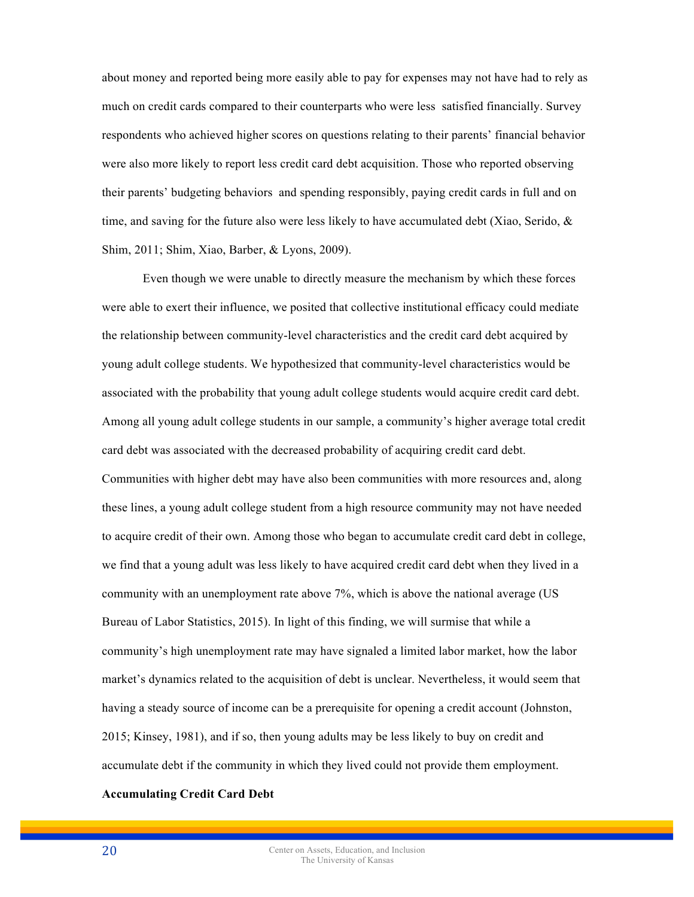about money and reported being more easily able to pay for expenses may not have had to rely as much on credit cards compared to their counterparts who were less satisfied financially. Survey respondents who achieved higher scores on questions relating to their parents' financial behavior were also more likely to report less credit card debt acquisition. Those who reported observing their parents' budgeting behaviors and spending responsibly, paying credit cards in full and on time, and saving for the future also were less likely to have accumulated debt (Xiao, Serido, & Shim, 2011; Shim, Xiao, Barber, & Lyons, 2009).

Even though we were unable to directly measure the mechanism by which these forces were able to exert their influence, we posited that collective institutional efficacy could mediate the relationship between community-level characteristics and the credit card debt acquired by young adult college students. We hypothesized that community-level characteristics would be associated with the probability that young adult college students would acquire credit card debt. Among all young adult college students in our sample, a community's higher average total credit card debt was associated with the decreased probability of acquiring credit card debt. Communities with higher debt may have also been communities with more resources and, along these lines, a young adult college student from a high resource community may not have needed to acquire credit of their own. Among those who began to accumulate credit card debt in college, we find that a young adult was less likely to have acquired credit card debt when they lived in a community with an unemployment rate above 7%, which is above the national average (US Bureau of Labor Statistics, 2015). In light of this finding, we will surmise that while a community's high unemployment rate may have signaled a limited labor market, how the labor market's dynamics related to the acquisition of debt is unclear. Nevertheless, it would seem that having a steady source of income can be a prerequisite for opening a credit account (Johnston, 2015; Kinsey, 1981), and if so, then young adults may be less likely to buy on credit and accumulate debt if the community in which they lived could not provide them employment.

**Accumulating Credit Card Debt**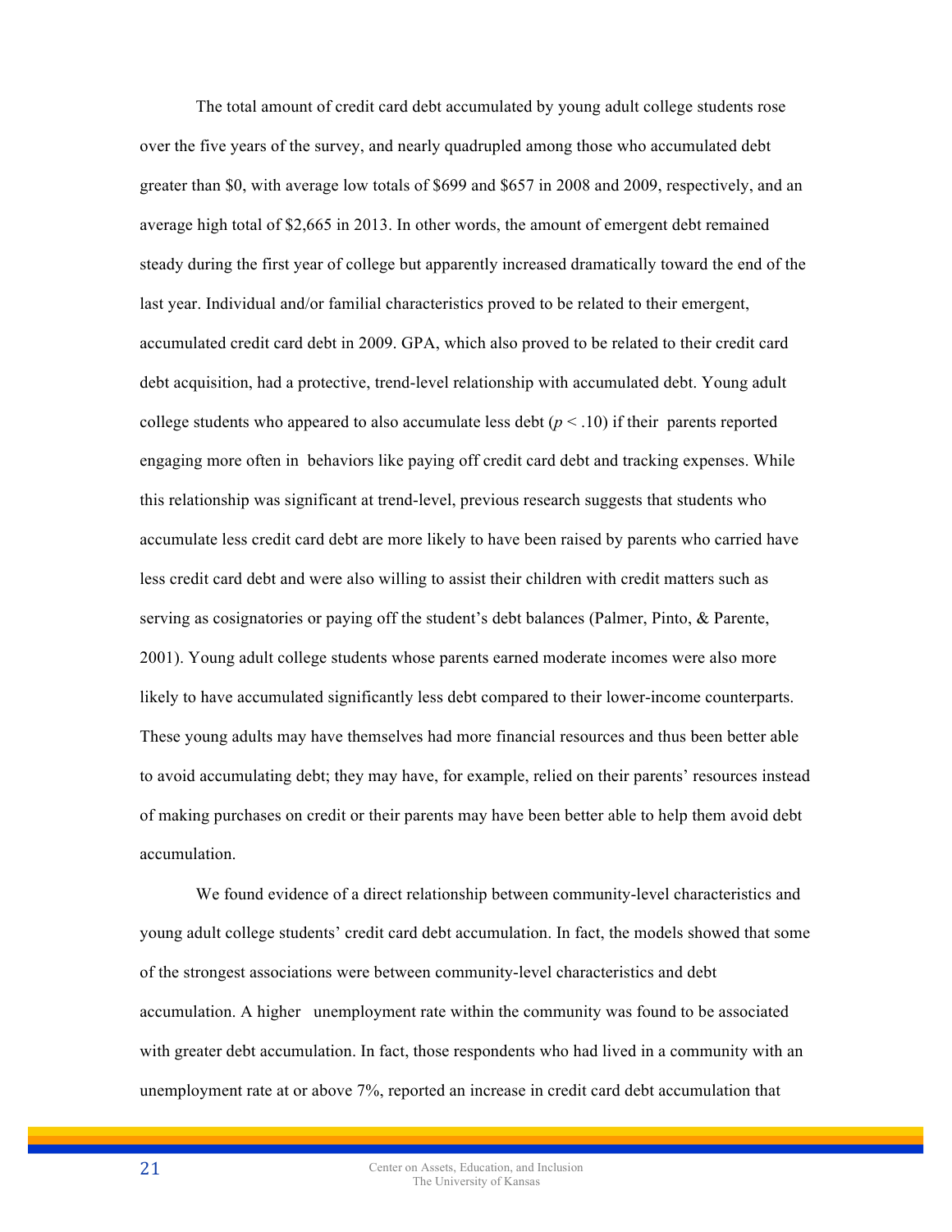The total amount of credit card debt accumulated by young adult college students rose over the five years of the survey, and nearly quadrupled among those who accumulated debt greater than \$0, with average low totals of \$699 and \$657 in 2008 and 2009, respectively, and an average high total of \$2,665 in 2013. In other words, the amount of emergent debt remained steady during the first year of college but apparently increased dramatically toward the end of the last year. Individual and/or familial characteristics proved to be related to their emergent, accumulated credit card debt in 2009. GPA, which also proved to be related to their credit card debt acquisition, had a protective, trend-level relationship with accumulated debt. Young adult college students who appeared to also accumulate less debt ($p < .10$) if their parents reported engaging more often in behaviors like paying off credit card debt and tracking expenses. While this relationship was significant at trend-level, previous research suggests that students who accumulate less credit card debt are more likely to have been raised by parents who carried have less credit card debt and were also willing to assist their children with credit matters such as serving as cosignatories or paying off the student's debt balances (Palmer, Pinto, & Parente, 2001). Young adult college students whose parents earned moderate incomes were also more likely to have accumulated significantly less debt compared to their lower-income counterparts. These young adults may have themselves had more financial resources and thus been better able to avoid accumulating debt; they may have, for example, relied on their parents' resources instead of making purchases on credit or their parents may have been better able to help them avoid debt accumulation.

We found evidence of a direct relationship between community-level characteristics and young adult college students' credit card debt accumulation. In fact, the models showed that some of the strongest associations were between community-level characteristics and debt accumulation. A higher unemployment rate within the community was found to be associated with greater debt accumulation. In fact, those respondents who had lived in a community with an unemployment rate at or above 7%, reported an increase in credit card debt accumulation that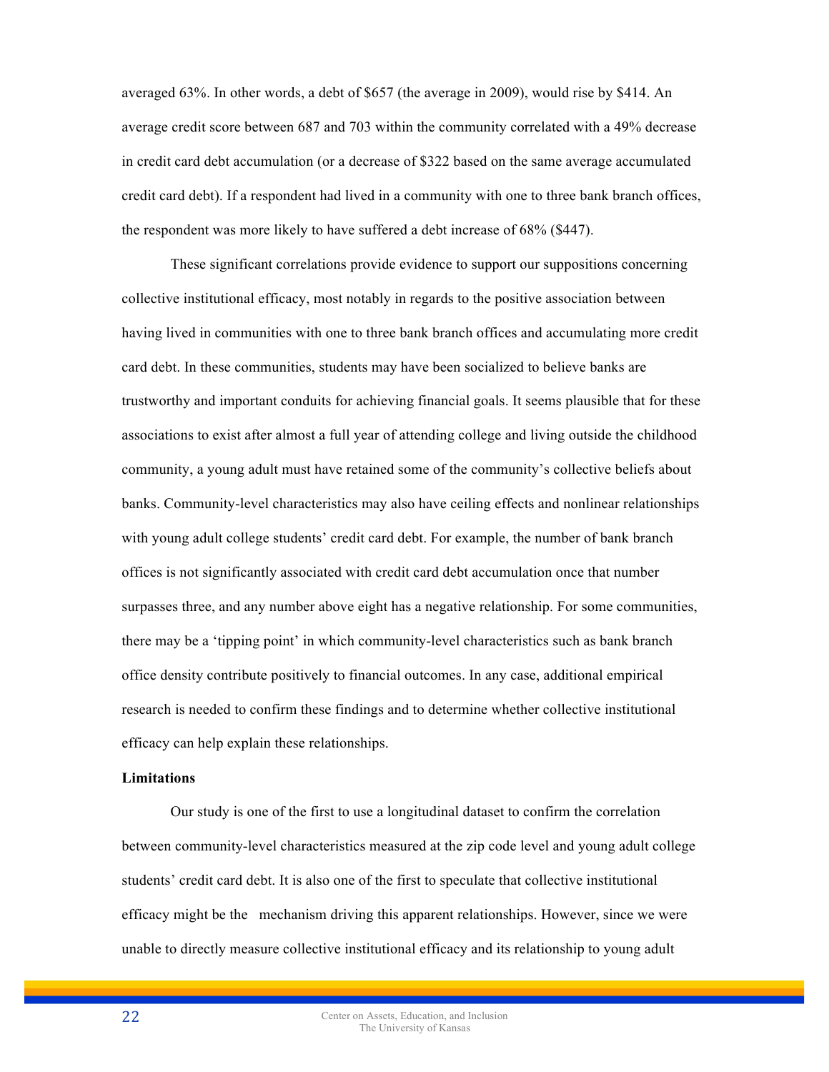averaged 63%. In other words, a debt of $657 (the average in 2009), would rise by $414. An average credit score between 687 and 703 within the community correlated with a 49% decrease in credit card debt accumulation (or a decrease of $322 based on the same average accumulated credit card debt). If a respondent had lived in a community with one to three bank branch offices, the respondent was more likely to have suffered a debt increase of 68% ($447).

These significant correlations provide evidence to support our suppositions concerning collective institutional efficacy, most notably in regards to the positive association between having lived in communities with one to three bank branch offices and accumulating more credit card debt. In these communities, students may have been socialized to believe banks are trustworthy and important conduits for achieving financial goals. It seems plausible that for these associations to exist after almost a full year of attending college and living outside the childhood community, a young adult must have retained some of the community's collective beliefs about banks. Community-level characteristics may also have ceiling effects and nonlinear relationships with young adult college students' credit card debt. For example, the number of bank branch offices is not significantly associated with credit card debt accumulation once that number surpasses three, and any number above eight has a negative relationship. For some communities, there may be a 'tipping point' in which community-level characteristics such as bank branch office density contribute positively to financial outcomes. In any case, additional empirical research is needed to confirm these findings and to determine whether collective institutional efficacy can help explain these relationships.

**Limitations**

Our study is one of the first to use a longitudinal dataset to confirm the correlation between community-level characteristics measured at the zip code level and young adult college students' credit card debt. It is also one of the first to speculate that collective institutional efficacy might be the mechanism driving this apparent relationships. However, since we were unable to directly measure collective institutional efficacy and its relationship to young adult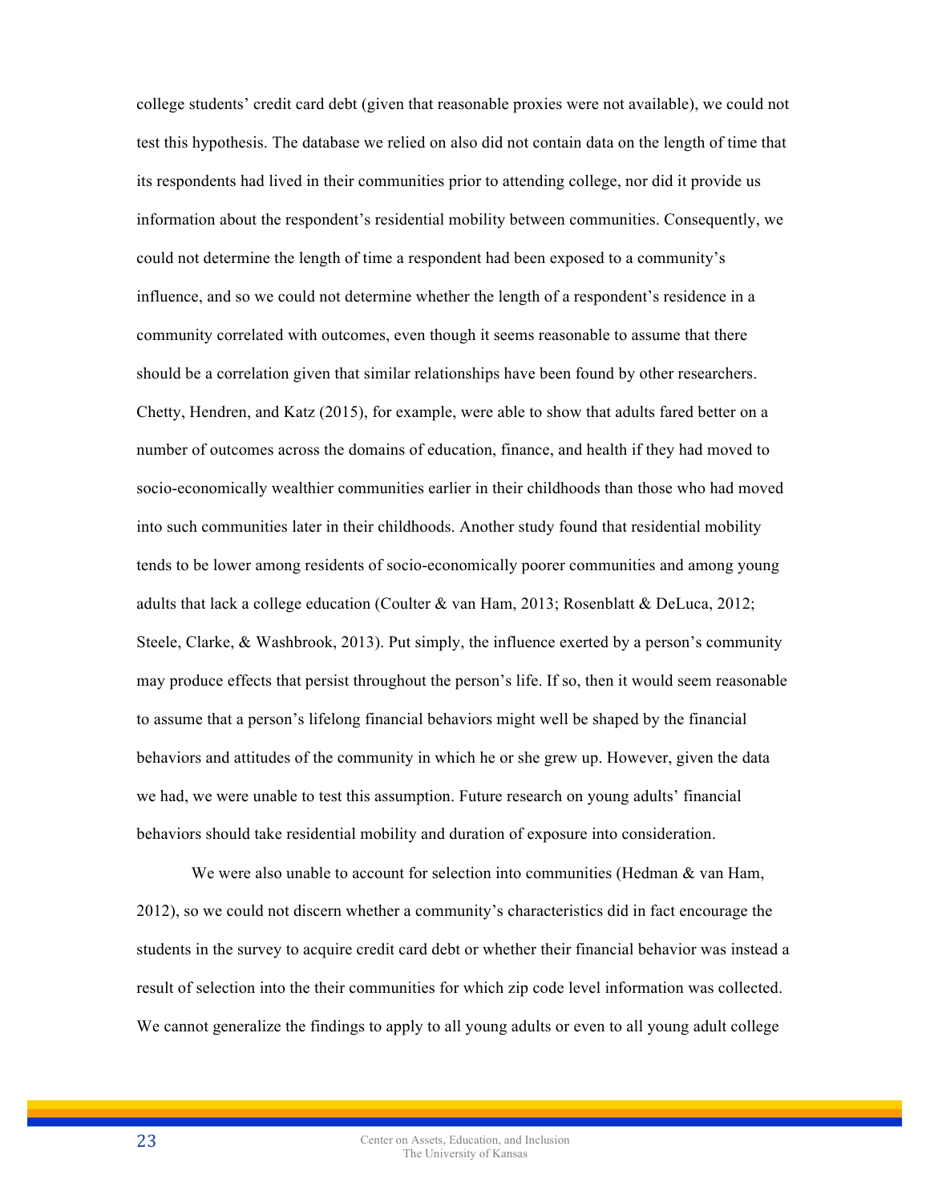college students' credit card debt (given that reasonable proxies were not available), we could not test this hypothesis. The database we relied on also did not contain data on the length of time that its respondents had lived in their communities prior to attending college, nor did it provide us information about the respondent's residential mobility between communities. Consequently, we could not determine the length of time a respondent had been exposed to a community's influence, and so we could not determine whether the length of a respondent's residence in a community correlated with outcomes, even though it seems reasonable to assume that there should be a correlation given that similar relationships have been found by other researchers. Chetty, Hendren, and Katz (2015), for example, were able to show that adults fared better on a number of outcomes across the domains of education, finance, and health if they had moved to socio-economically wealthier communities earlier in their childhoods than those who had moved into such communities later in their childhoods. Another study found that residential mobility tends to be lower among residents of socio-economically poorer communities and among young adults that lack a college education (Coulter & van Ham, 2013; Rosenblatt & DeLuca, 2012; Steele, Clarke, & Washbrook, 2013). Put simply, the influence exerted by a person's community may produce effects that persist throughout the person's life. If so, then it would seem reasonable to assume that a person's lifelong financial behaviors might well be shaped by the financial behaviors and attitudes of the community in which he or she grew up. However, given the data we had, we were unable to test this assumption. Future research on young adults' financial behaviors should take residential mobility and duration of exposure into consideration.

We were also unable to account for selection into communities (Hedman & van Ham, 2012), so we could not discern whether a community's characteristics did in fact encourage the students in the survey to acquire credit card debt or whether their financial behavior was instead a result of selection into the their communities for which zip code level information was collected. We cannot generalize the findings to apply to all young adults or even to all young adult college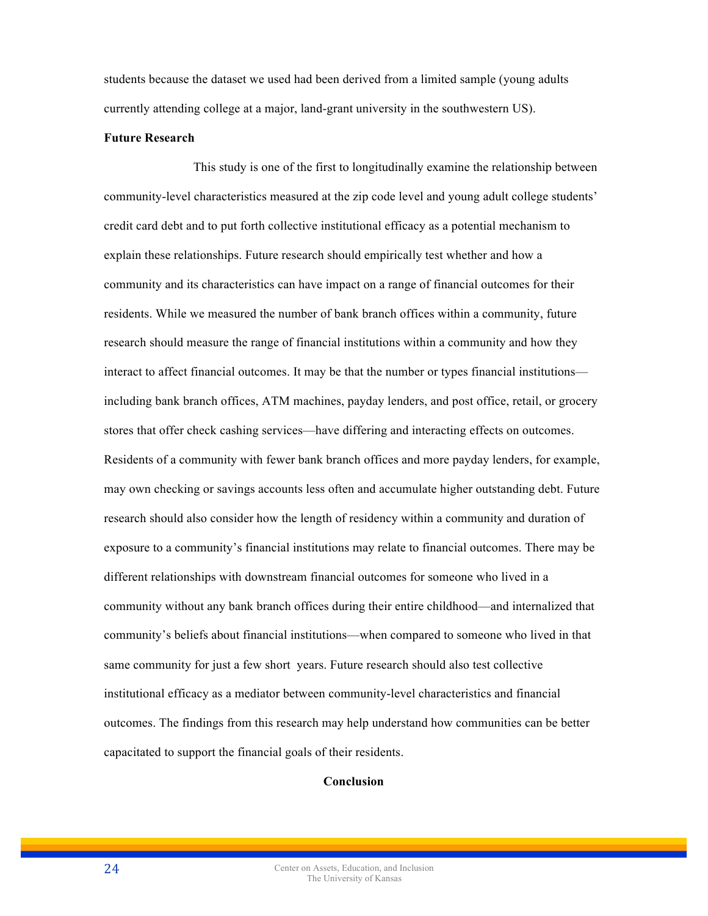students because the dataset we used had been derived from a limited sample (young adults currently attending college at a major, land-grant university in the southwestern US).

### Future Research

This study is one of the first to longitudinally examine the relationship between community-level characteristics measured at the zip code level and young adult college students' credit card debt and to put forth collective institutional efficacy as a potential mechanism to explain these relationships. Future research should empirically test whether and how a community and its characteristics can have impact on a range of financial outcomes for their residents. While we measured the number of bank branch offices within a community, future research should measure the range of financial institutions within a community and how they interact to affect financial outcomes. It may be that the number or types financial institutions—including bank branch offices, ATM machines, payday lenders, and post office, retail, or grocery stores that offer check cashing services—have differing and interacting effects on outcomes. Residents of a community with fewer bank branch offices and more payday lenders, for example, may own checking or savings accounts less often and accumulate higher outstanding debt. Future research should also consider how the length of residency within a community and duration of exposure to a community's financial institutions may relate to financial outcomes. There may be different relationships with downstream financial outcomes for someone who lived in a community without any bank branch offices during their entire childhood—and internalized that community's beliefs about financial institutions—when compared to someone who lived in that same community for just a few short years. Future research should also test collective institutional efficacy as a mediator between community-level characteristics and financial outcomes. The findings from this research may help understand how communities can be better capacitated to support the financial goals of their residents.

## Conclusion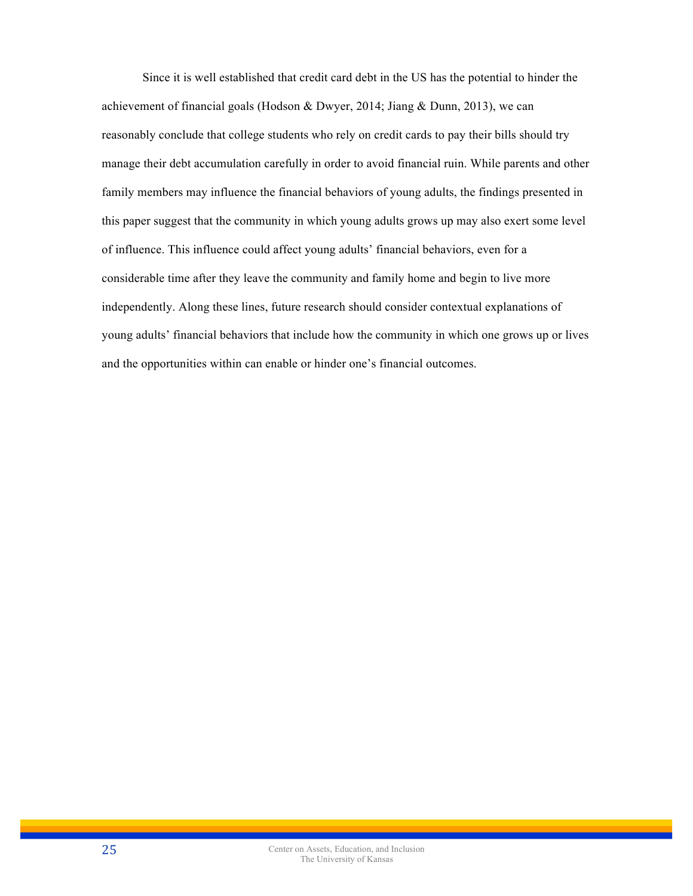Since it is well established that credit card debt in the US has the potential to hinder the achievement of financial goals (Hodson & Dwyer, 2014; Jiang & Dunn, 2013), we can reasonably conclude that college students who rely on credit cards to pay their bills should try manage their debt accumulation carefully in order to avoid financial ruin. While parents and other family members may influence the financial behaviors of young adults, the findings presented in this paper suggest that the community in which young adults grows up may also exert some level of influence. This influence could affect young adults' financial behaviors, even for a considerable time after they leave the community and family home and begin to live more independently. Along these lines, future research should consider contextual explanations of young adults' financial behaviors that include how the community in which one grows up or lives and the opportunities within can enable or hinder one's financial outcomes.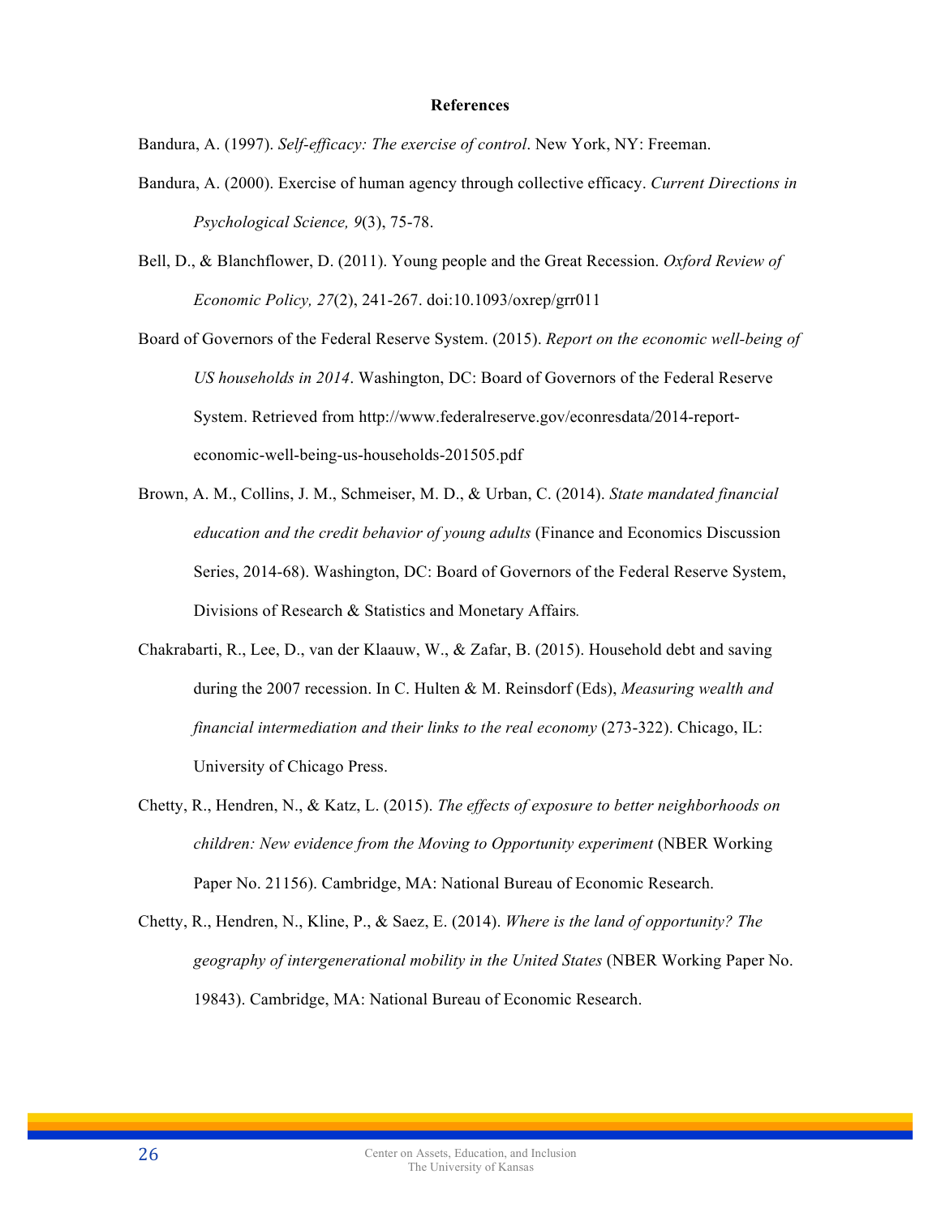## References

Bandura, A. (1997). *Self-efficacy: The exercise of control*. New York, NY: Freeman.

Bandura, A. (2000). Exercise of human agency through collective efficacy. *Current Directions in Psychological Science, 9*(3), 75-78.

Bell, D., & Blanchflower, D. (2011). Young people and the Great Recession. *Oxford Review of Economic Policy, 27*(2), 241-267. doi:10.1093/oxrep/grr011

Board of Governors of the Federal Reserve System. (2015). *Report on the economic well-being of US households in 2014*. Washington, DC: Board of Governors of the Federal Reserve System. Retrieved from http://www.federalreserve.gov/econresdata/2014-report-economic-well-being-us-households-201505.pdf

Brown, A. M., Collins, J. M., Schmeiser, M. D., & Urban, C. (2014). *State mandated financial education and the credit behavior of young adults* (Finance and Economics Discussion Series, 2014-68). Washington, DC: Board of Governors of the Federal Reserve System, Divisions of Research & Statistics and Monetary Affairs.

Chakrabarti, R., Lee, D., van der Klaauw, W., & Zafar, B. (2015). Household debt and saving during the 2007 recession. In C. Hulten & M. Reinsdorf (Eds), *Measuring wealth and financial intermediation and their links to the real economy* (273-322). Chicago, IL: University of Chicago Press.

Chetty, R., Hendren, N., & Katz, L. (2015). *The effects of exposure to better neighborhoods on children: New evidence from the Moving to Opportunity experiment* (NBER Working Paper No. 21156). Cambridge, MA: National Bureau of Economic Research.

Chetty, R., Hendren, N., Kline, P., & Saez, E. (2014). *Where is the land of opportunity? The geography of intergenerational mobility in the United States* (NBER Working Paper No. 19843). Cambridge, MA: National Bureau of Economic Research.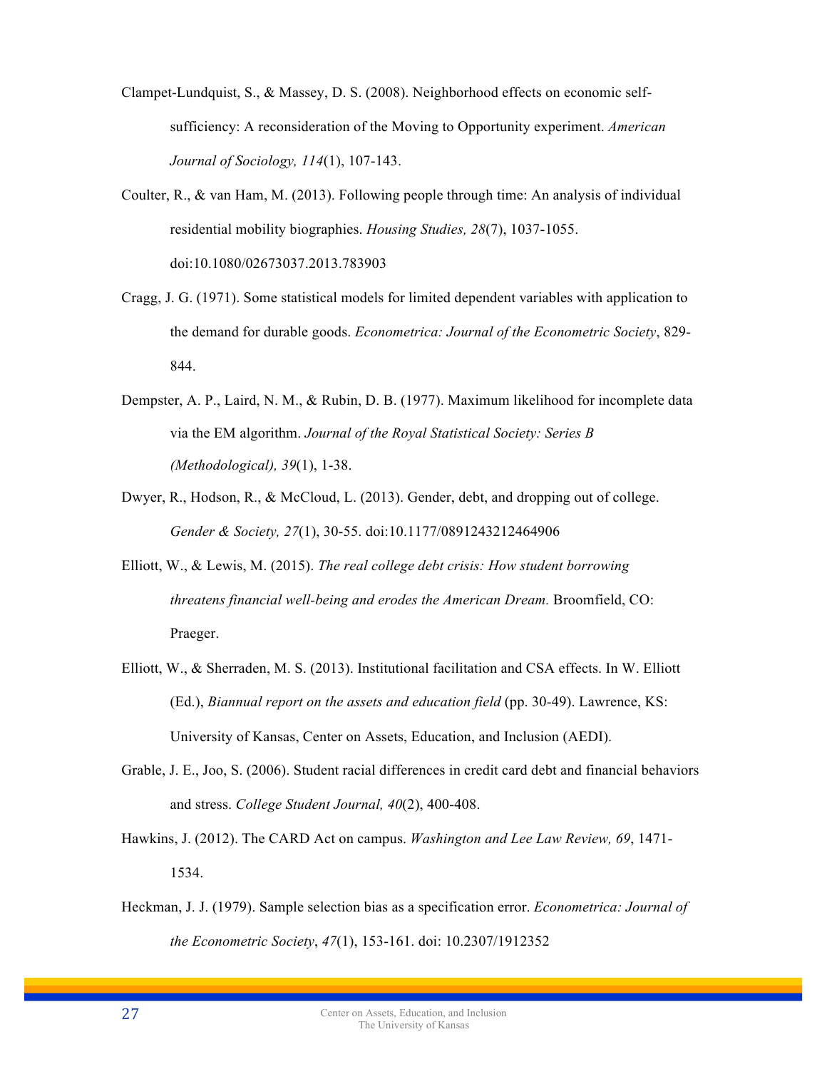Clampet-Lundquist, S., & Massey, D. S. (2008). Neighborhood effects on economic self-sufficiency: A reconsideration of the Moving to Opportunity experiment. *American Journal of Sociology, 114*(1), 107-143.

Coulter, R., & van Ham, M. (2013). Following people through time: An analysis of individual residential mobility biographies. *Housing Studies, 28*(7), 1037-1055. doi:10.1080/02673037.2013.783903

Cragg, J. G. (1971). Some statistical models for limited dependent variables with application to the demand for durable goods. *Econometrica: Journal of the Econometric Society*, 829-844.

Dempster, A. P., Laird, N. M., & Rubin, D. B. (1977). Maximum likelihood for incomplete data via the EM algorithm. *Journal of the Royal Statistical Society: Series B (Methodological), 39*(1), 1-38.

Dwyer, R., Hodson, R., & McCloud, L. (2013). Gender, debt, and dropping out of college. *Gender & Society, 27*(1), 30-55. doi:10.1177/0891243212464906

Elliott, W., & Lewis, M. (2015). *The real college debt crisis: How student borrowing threatens financial well-being and erodes the American Dream.* Broomfield, CO: Praeger.

Elliott, W., & Sherraden, M. S. (2013). Institutional facilitation and CSA effects. In W. Elliott (Ed.), *Biannual report on the assets and education field* (pp. 30-49). Lawrence, KS: University of Kansas, Center on Assets, Education, and Inclusion (AEDI).

Grable, J. E., Joo, S. (2006). Student racial differences in credit card debt and financial behaviors and stress. *College Student Journal, 40*(2), 400-408.

Hawkins, J. (2012). The CARD Act on campus. *Washington and Lee Law Review, 69*, 1471-1534.

Heckman, J. J. (1979). Sample selection bias as a specification error. *Econometrica: Journal of the Econometric Society*, *47*(1), 153-161. doi: 10.2307/1912352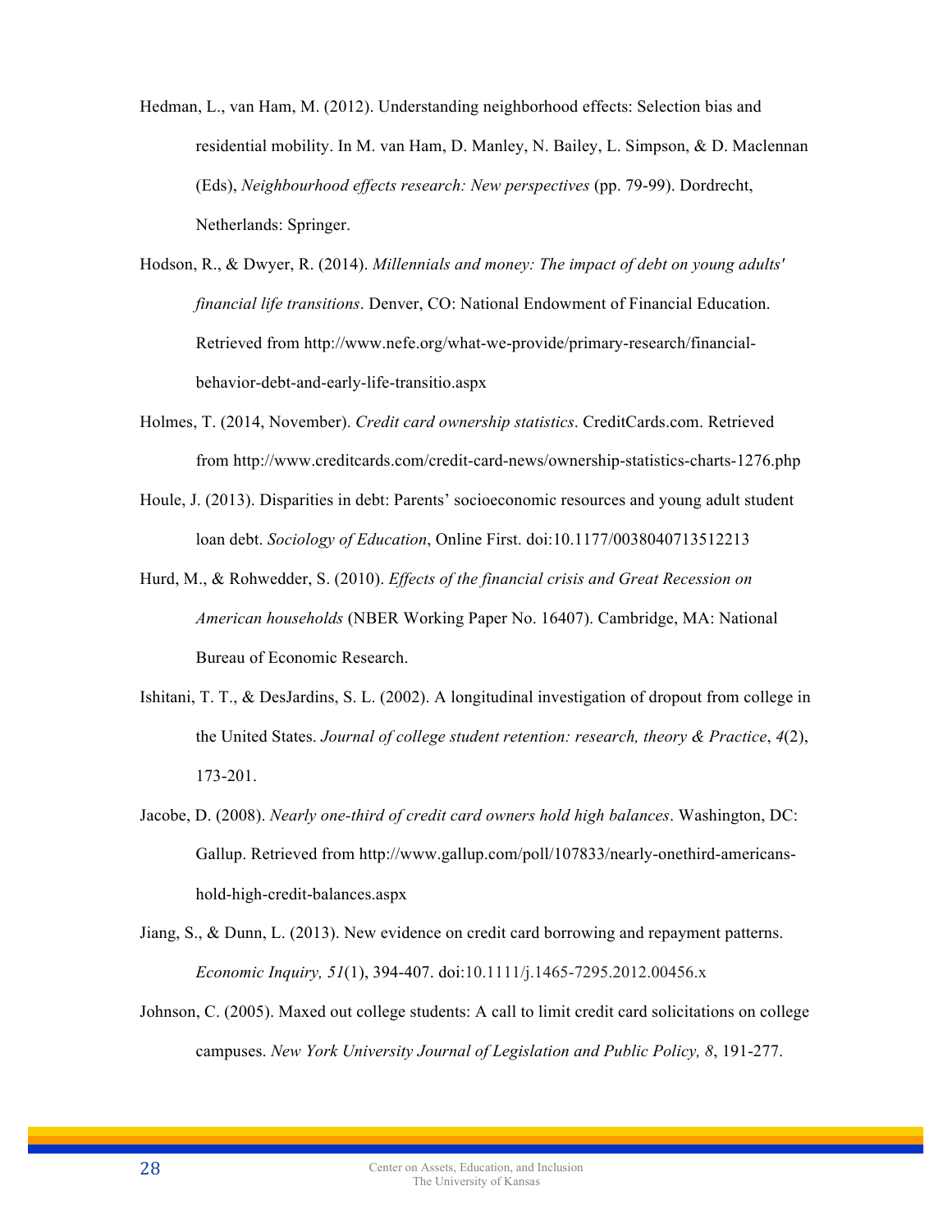Hedman, L., van Ham, M. (2012). Understanding neighborhood effects: Selection bias and residential mobility. In M. van Ham, D. Manley, N. Bailey, L. Simpson, & D. Maclennan (Eds), *Neighbourhood effects research: New perspectives* (pp. 79-99). Dordrecht, Netherlands: Springer.

Hodson, R., & Dwyer, R. (2014). *Millennials and money: The impact of debt on young adults' financial life transitions*. Denver, CO: National Endowment of Financial Education. Retrieved from http://www.nefe.org/what-we-provide/primary-research/financial-behavior-debt-and-early-life-transitio.aspx

Holmes, T. (2014, November). *Credit card ownership statistics*. CreditCards.com. Retrieved from http://www.creditcards.com/credit-card-news/ownership-statistics-charts-1276.php

Houle, J. (2013). Disparities in debt: Parents' socioeconomic resources and young adult student loan debt. *Sociology of Education*, Online First. doi:10.1177/0038040713512213

Hurd, M., & Rohwedder, S. (2010). *Effects of the financial crisis and Great Recession on American households* (NBER Working Paper No. 16407). Cambridge, MA: National Bureau of Economic Research.

Ishitani, T. T., & DesJardins, S. L. (2002). A longitudinal investigation of dropout from college in the United States. *Journal of college student retention: research, theory & Practice*, *4*(2), 173-201.

Jacobe, D. (2008). *Nearly one-third of credit card owners hold high balances*. Washington, DC: Gallup. Retrieved from http://www.gallup.com/poll/107833/nearly-onethird-americans-hold-high-credit-balances.aspx

Jiang, S., & Dunn, L. (2013). New evidence on credit card borrowing and repayment patterns. *Economic Inquiry, 51*(1), 394-407. doi:10.1111/j.1465-7295.2012.00456.x

Johnson, C. (2005). Maxed out college students: A call to limit credit card solicitations on college campuses. *New York University Journal of Legislation and Public Policy, 8*, 191-277.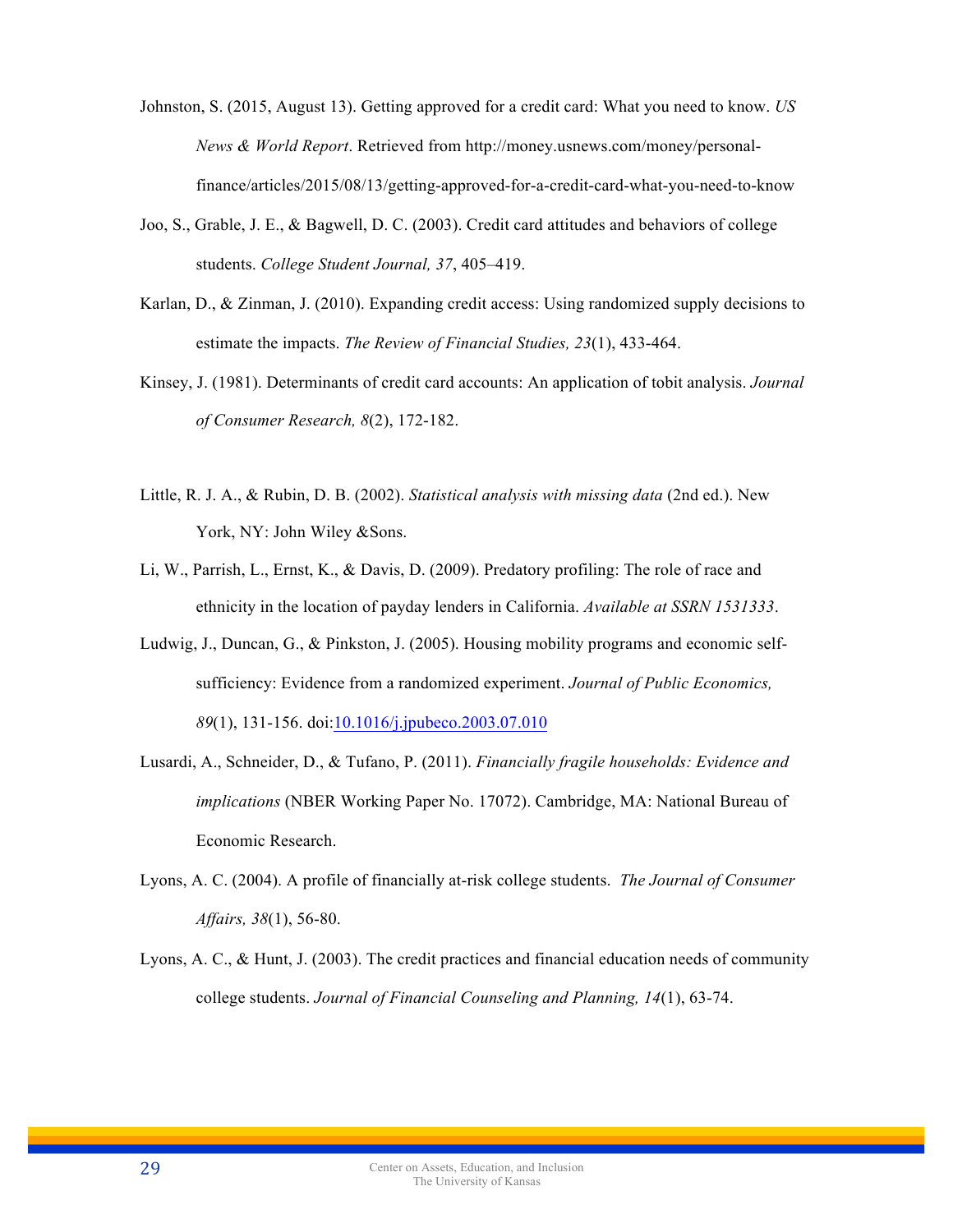Johnston, S. (2015, August 13). Getting approved for a credit card: What you need to know. *US News & World Report*. Retrieved from http://money.usnews.com/money/personal-finance/articles/2015/08/13/getting-approved-for-a-credit-card-what-you-need-to-know

Joo, S., Grable, J. E., & Bagwell, D. C. (2003). Credit card attitudes and behaviors of college students. *College Student Journal, 37*, 405–419.

Karlan, D., & Zinman, J. (2010). Expanding credit access: Using randomized supply decisions to estimate the impacts. *The Review of Financial Studies, 23*(1), 433-464.

Kinsey, J. (1981). Determinants of credit card accounts: An application of tobit analysis. *Journal of Consumer Research, 8*(2), 172-182.

Little, R. J. A., & Rubin, D. B. (2002). *Statistical analysis with missing data* (2nd ed.). New York, NY: John Wiley &Sons.

Li, W., Parrish, L., Ernst, K., & Davis, D. (2009). Predatory profiling: The role of race and ethnicity in the location of payday lenders in California. *Available at SSRN 1531333*.

Ludwig, J., Duncan, G., & Pinkston, J. (2005). Housing mobility programs and economic self-sufficiency: Evidence from a randomized experiment. *Journal of Public Economics, 89*(1), 131-156. doi:10.1016/j.jpubeco.2003.07.010

Lusardi, A., Schneider, D., & Tufano, P. (2011). *Financially fragile households: Evidence and implications* (NBER Working Paper No. 17072). Cambridge, MA: National Bureau of Economic Research.

Lyons, A. C. (2004). A profile of financially at-risk college students. *The Journal of Consumer Affairs, 38*(1), 56-80.

Lyons, A. C., & Hunt, J. (2003). The credit practices and financial education needs of community college students. *Journal of Financial Counseling and Planning, 14*(1), 63-74.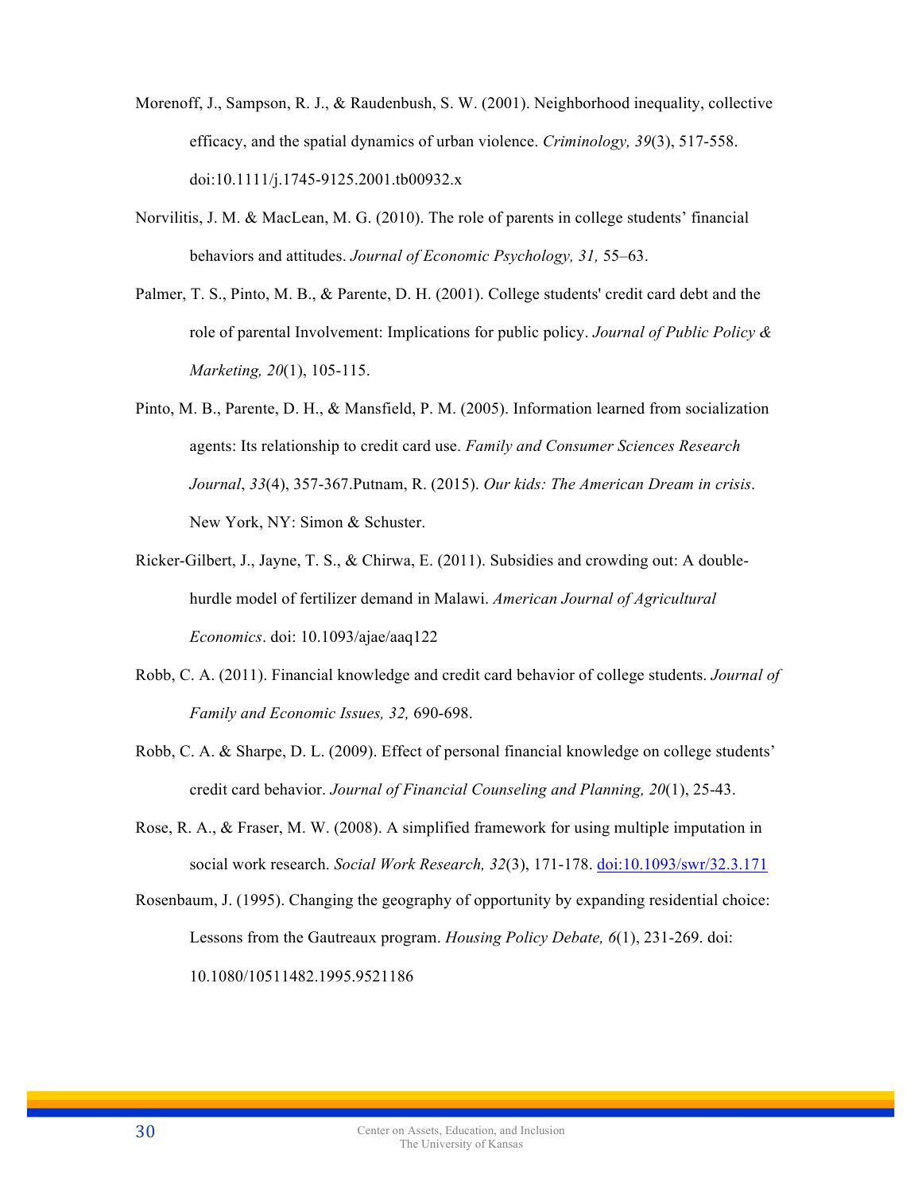Morenoff, J., Sampson, R. J., & Raudenbush, S. W. (2001). Neighborhood inequality, collective efficacy, and the spatial dynamics of urban violence. *Criminology, 39*(3), 517-558. doi:10.1111/j.1745-9125.2001.tb00932.x

Norvilitis, J. M. & MacLean, M. G. (2010). The role of parents in college students' financial behaviors and attitudes. *Journal of Economic Psychology, 31,* 55–63.

Palmer, T. S., Pinto, M. B., & Parente, D. H. (2001). College students' credit card debt and the role of parental Involvement: Implications for public policy. *Journal of Public Policy & Marketing, 20*(1), 105-115.

Pinto, M. B., Parente, D. H., & Mansfield, P. M. (2005). Information learned from socialization agents: Its relationship to credit card use. *Family and Consumer Sciences Research Journal*, *33*(4), 357-367.Putnam, R. (2015). *Our kids: The American Dream in crisis*. New York, NY: Simon & Schuster.

Ricker-Gilbert, J., Jayne, T. S., & Chirwa, E. (2011). Subsidies and crowding out: A double-hurdle model of fertilizer demand in Malawi. *American Journal of Agricultural Economics*. doi: 10.1093/ajae/aaq122

Robb, C. A. (2011). Financial knowledge and credit card behavior of college students. *Journal of Family and Economic Issues, 32,* 690-698.

Robb, C. A. & Sharpe, D. L. (2009). Effect of personal financial knowledge on college students' credit card behavior. *Journal of Financial Counseling and Planning, 20*(1), 25-43.

Rose, R. A., & Fraser, M. W. (2008). A simplified framework for using multiple imputation in social work research. *Social Work Research, 32*(3), 171-178. doi:10.1093/swr/32.3.171

Rosenbaum, J. (1995). Changing the geography of opportunity by expanding residential choice: Lessons from the Gautreaux program. *Housing Policy Debate, 6*(1), 231-269. doi: 10.1080/10511482.1995.9521186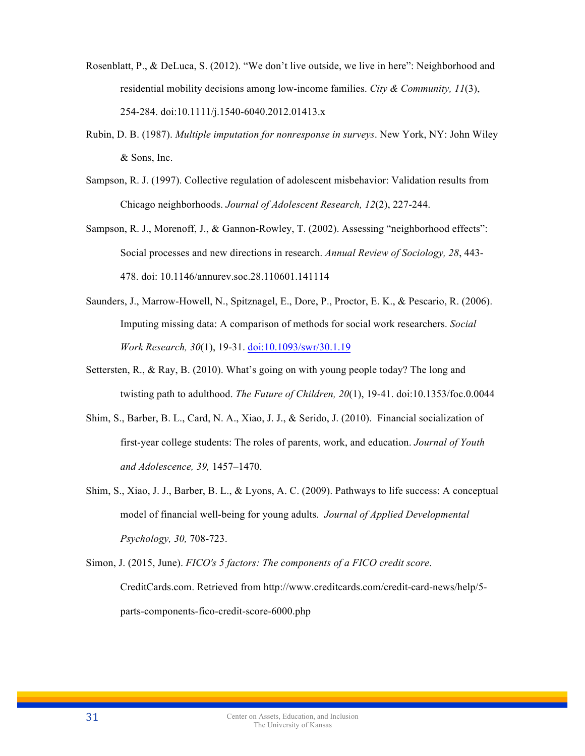Rosenblatt, P., & DeLuca, S. (2012). “We don’t live outside, we live in here”: Neighborhood and residential mobility decisions among low-income families. *City & Community, 11*(3), 254-284. doi:10.1111/j.1540-6040.2012.01413.x

Rubin, D. B. (1987). *Multiple imputation for nonresponse in surveys*. New York, NY: John Wiley & Sons, Inc.

Sampson, R. J. (1997). Collective regulation of adolescent misbehavior: Validation results from Chicago neighborhoods. *Journal of Adolescent Research, 12*(2), 227-244.

Sampson, R. J., Morenoff, J., & Gannon-Rowley, T. (2002). Assessing “neighborhood effects”: Social processes and new directions in research. *Annual Review of Sociology, 28*, 443-478. doi: 10.1146/annurev.soc.28.110601.141114

Saunders, J., Marrow-Howell, N., Spitznagel, E., Dore, P., Proctor, E. K., & Pescario, R. (2006). Imputing missing data: A comparison of methods for social work researchers. *Social Work Research, 30*(1), 19-31. doi:10.1093/swr/30.1.19

Settersten, R., & Ray, B. (2010). What’s going on with young people today? The long and twisting path to adulthood. *The Future of Children, 20*(1), 19-41. doi:10.1353/foc.0.0044

Shim, S., Barber, B. L., Card, N. A., Xiao, J. J., & Serido, J. (2010). Financial socialization of first-year college students: The roles of parents, work, and education. *Journal of Youth and Adolescence, 39,* 1457–1470.

Shim, S., Xiao, J. J., Barber, B. L., & Lyons, A. C. (2009). Pathways to life success: A conceptual model of financial well-being for young adults. *Journal of Applied Developmental Psychology, 30,* 708-723.

Simon, J. (2015, June). *FICO's 5 factors: The components of a FICO credit score*. CreditCards.com. Retrieved from http://www.creditcards.com/credit-card-news/help/5-parts-components-fico-credit-score-6000.php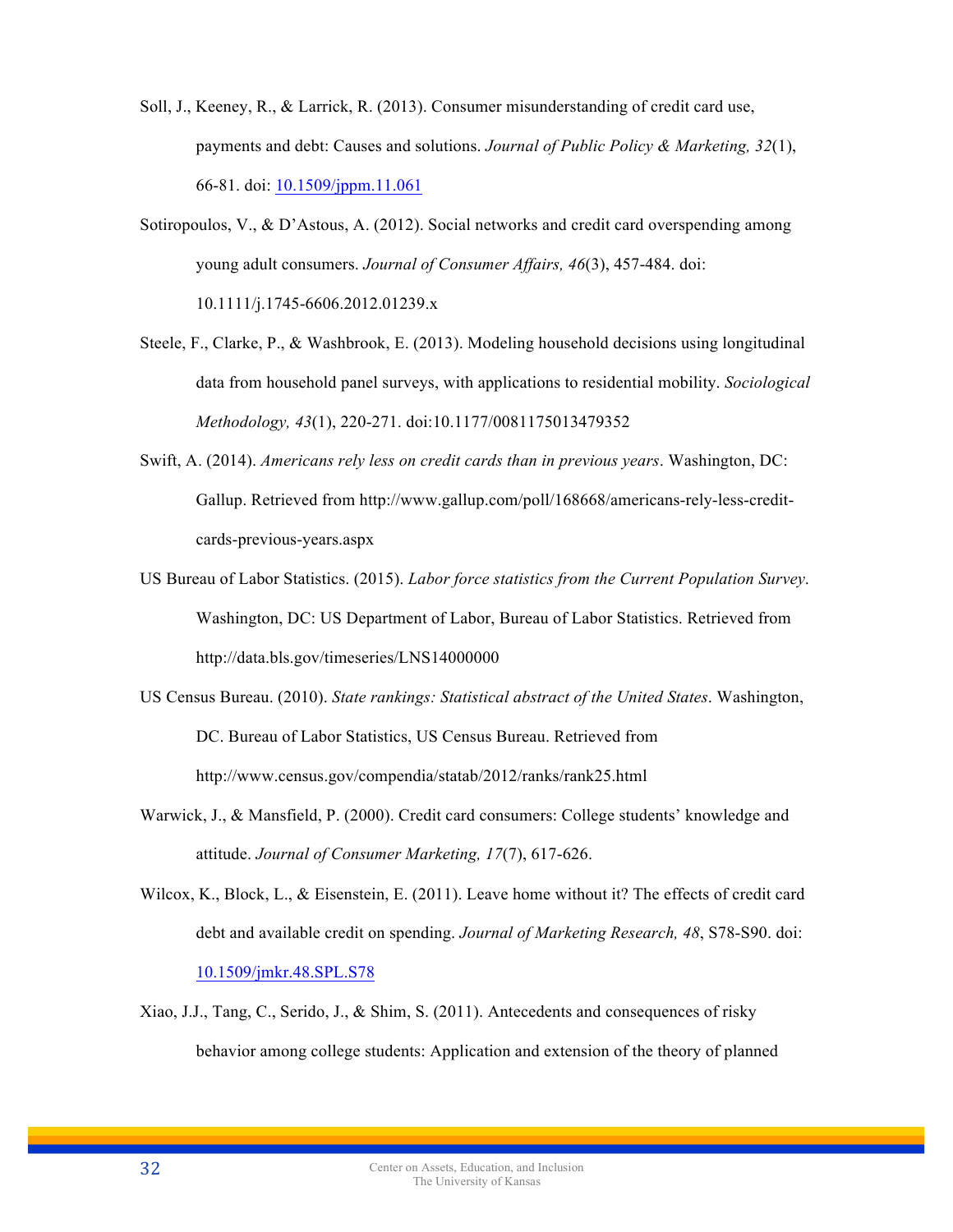Soll, J., Keeney, R., & Larrick, R. (2013). Consumer misunderstanding of credit card use, payments and debt: Causes and solutions. *Journal of Public Policy & Marketing, 32*(1), 66-81. doi: 10.1509/jppm.11.061

Sotiropoulos, V., & D'Astous, A. (2012). Social networks and credit card overspending among young adult consumers. *Journal of Consumer Affairs, 46*(3), 457-484. doi: 10.1111/j.1745-6606.2012.01239.x

Steele, F., Clarke, P., & Washbrook, E. (2013). Modeling household decisions using longitudinal data from household panel surveys, with applications to residential mobility. *Sociological Methodology, 43*(1), 220-271. doi:10.1177/0081175013479352

Swift, A. (2014). *Americans rely less on credit cards than in previous years*. Washington, DC: Gallup. Retrieved from http://www.gallup.com/poll/168668/americans-rely-less-credit-cards-previous-years.aspx

US Bureau of Labor Statistics. (2015). *Labor force statistics from the Current Population Survey*. Washington, DC: US Department of Labor, Bureau of Labor Statistics. Retrieved from http://data.bls.gov/timeseries/LNS14000000

US Census Bureau. (2010). *State rankings: Statistical abstract of the United States*. Washington, DC. Bureau of Labor Statistics, US Census Bureau. Retrieved from http://www.census.gov/compendia/statab/2012/ranks/rank25.html

Warwick, J., & Mansfield, P. (2000). Credit card consumers: College students' knowledge and attitude. *Journal of Consumer Marketing, 17*(7), 617-626.

Wilcox, K., Block, L., & Eisenstein, E. (2011). Leave home without it? The effects of credit card debt and available credit on spending. *Journal of Marketing Research, 48*, S78-S90. doi: 10.1509/jmkr.48.SPL.S78

Xiao, J.J., Tang, C., Serido, J., & Shim, S. (2011). Antecedents and consequences of risky behavior among college students: Application and extension of the theory of planned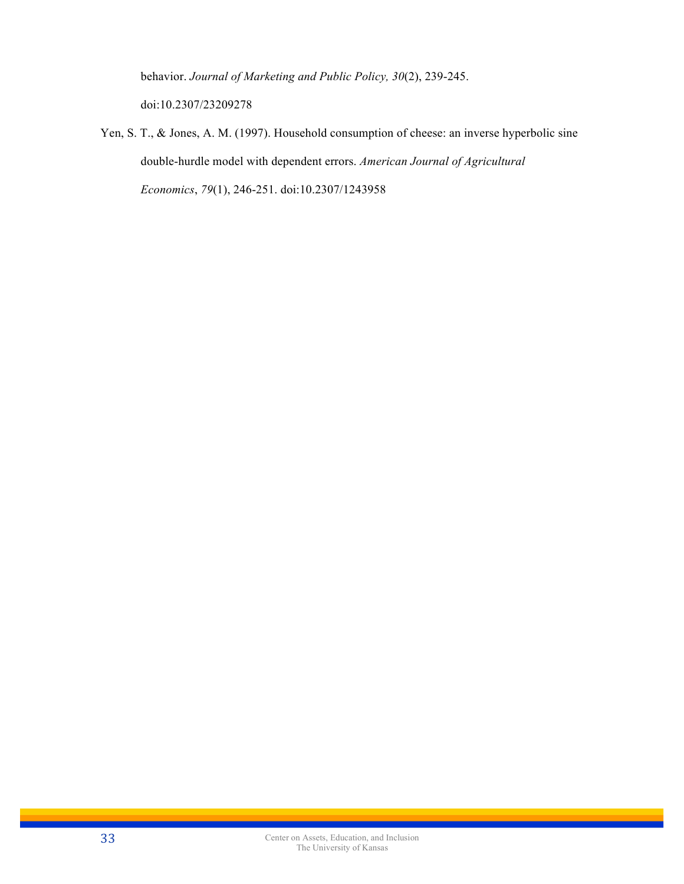behavior. *Journal of Marketing and Public Policy, 30*(2), 239-245. doi:10.2307/23209278

Yen, S. T., & Jones, A. M. (1997). Household consumption of cheese: an inverse hyperbolic sine double-hurdle model with dependent errors. *American Journal of Agricultural Economics*, *79*(1), 246-251. doi:10.2307/1243958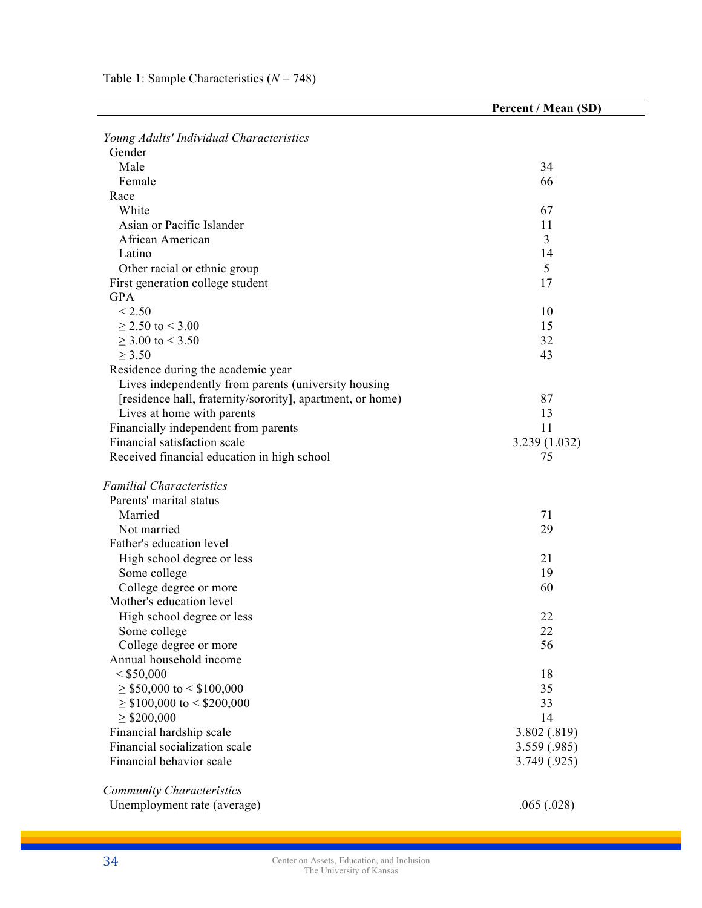Table 1: Sample Characteristics (*N* = 748)

| | Percent / Mean (SD) |
|---|---|
| *Young Adults' Individual Characteristics* | |
| Gender | |
| Male | 34 |
| Female | 66 |
| Race | |
| White | 67 |
| Asian or Pacific Islander | 11 |
| African American | 3 |
| Latino | 14 |
| Other racial or ethnic group | 5 |
| First generation college student | 17 |
| GPA | |
| < 2.50 | 10 |
| ≥ 2.50 to < 3.00 | 15 |
| ≥ 3.00 to < 3.50 | 32 |
| ≥ 3.50 | 43 |
| Residence during the academic year | |
| Lives independently from parents (university housing [residence hall, fraternity/sorority], apartment, or home) | 87 |
| Lives at home with parents | 13 |
| Financially independent from parents | 11 |
| Financial satisfaction scale | 3.239 (1.032) |
| Received financial education in high school | 75 |
| *Familial Characteristics* | |
| Parents' marital status | |
| Married | 71 |
| Not married | 29 |
| Father's education level | |
| High school degree or less | 21 |
| Some college | 19 |
| College degree or more | 60 |
| Mother's education level | |
| High school degree or less | 22 |
| Some college | 22 |
| College degree or more | 56 |
| Annual household income | |
| < $50,000 | 18 |
| ≥ $50,000 to < $100,000 | 35 |
| ≥ $100,000 to < $200,000 | 33 |
| ≥ $200,000 | 14 |
| Financial hardship scale | 3.802 (.819) |
| Financial socialization scale | 3.559 (.985) |
| Financial behavior scale | 3.749 (.925) |
| *Community Characteristics* | |
| Unemployment rate (average) | .065 (.028) |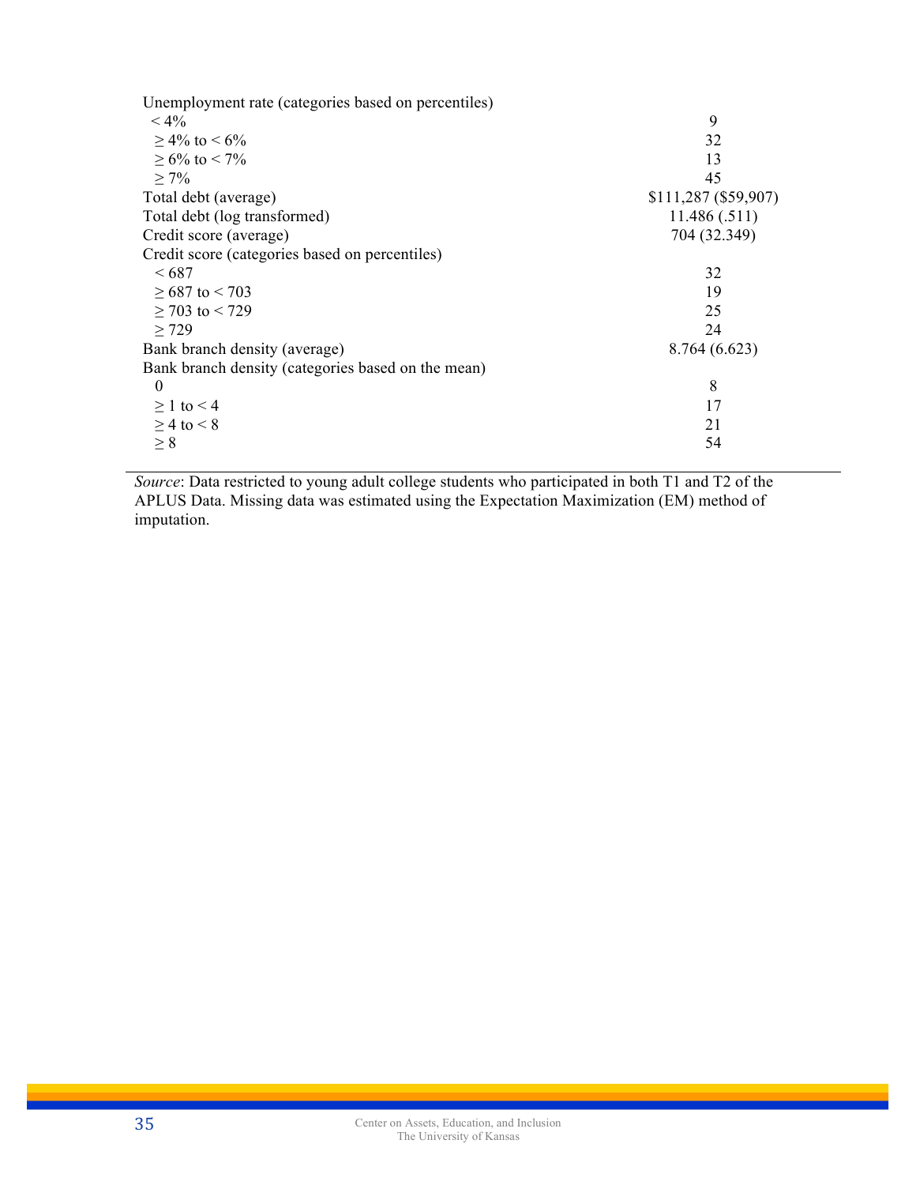| | |
|---|---|
| Unemployment rate (categories based on percentiles) | |
| < 4% | 9 |
| ≥ 4% to < 6% | 32 |
| ≥ 6% to < 7% | 13 |
| ≥ 7% | 45 |
| Total debt (average) | \$111,287 (\$59,907) |
| Total debt (log transformed) | 11.486 (.511) |
| Credit score (average) | 704 (32.349) |
| Credit score (categories based on percentiles) | |
| < 687 | 32 |
| ≥ 687 to < 703 | 19 |
| ≥ 703 to < 729 | 25 |
| ≥ 729 | 24 |
| Bank branch density (average) | 8.764 (6.623) |
| Bank branch density (categories based on the mean) | |
| 0 | 8 |
| ≥ 1 to < 4 | 17 |
| ≥ 4 to < 8 | 21 |
| ≥ 8 | 54 |

*Source*: Data restricted to young adult college students who participated in both T1 and T2 of the APLUS Data. Missing data was estimated using the Expectation Maximization (EM) method of imputation.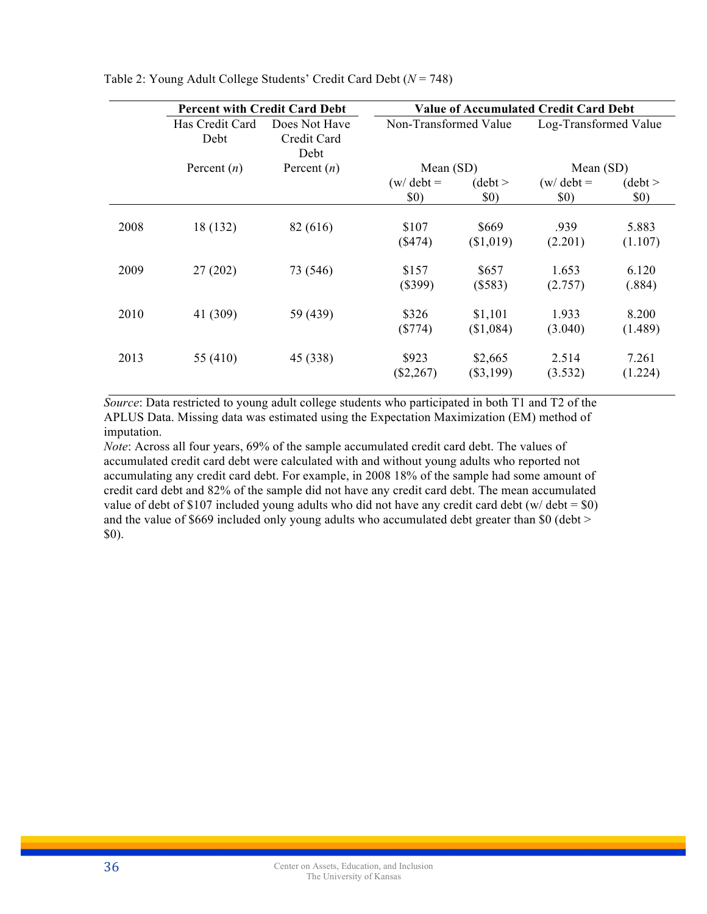Table 2: Young Adult College Students' Credit Card Debt (*N* = 748)

| | **Percent with Credit Card Debt** | | **Value of Accumulated Credit Card Debt** | | | |
|---|---|---|---|---|---|---|
| | Has Credit Card Debt | Does Not Have Credit Card Debt | Non-Transformed Value | | Log-Transformed Value | |
| | Percent (*n*) | Percent (*n*) | Mean (SD) | | Mean (SD) | |
| | | | (w/ debt = $0) | (debt > $0) | (w/ debt = $0) | (debt > $0) |
| 2008 | 18 (132) | 82 (616) | $107 ($474) | $669 ($1,019) | .939 (2.201) | 5.883 (1.107) |
| 2009 | 27 (202) | 73 (546) | $157 ($399) | $657 ($583) | 1.653 (2.757) | 6.120 (.884) |
| 2010 | 41 (309) | 59 (439) | $326 ($774) | $1,101 ($1,084) | 1.933 (3.040) | 8.200 (1.489) |
| 2013 | 55 (410) | 45 (338) | $923 ($2,267) | $2,665 ($3,199) | 2.514 (3.532) | 7.261 (1.224) |

*Source*: Data restricted to young adult college students who participated in both T1 and T2 of the APLUS Data. Missing data was estimated using the Expectation Maximization (EM) method of imputation.

*Note*: Across all four years, 69% of the sample accumulated credit card debt. The values of accumulated credit card debt were calculated with and without young adults who reported not accumulating any credit card debt. For example, in 2008 18% of the sample had some amount of credit card debt and 82% of the sample did not have any credit card debt. The mean accumulated value of debt of $107 included young adults who did not have any credit card debt (w/ debt = $0) and the value of $669 included only young adults who accumulated debt greater than $0 (debt > $0).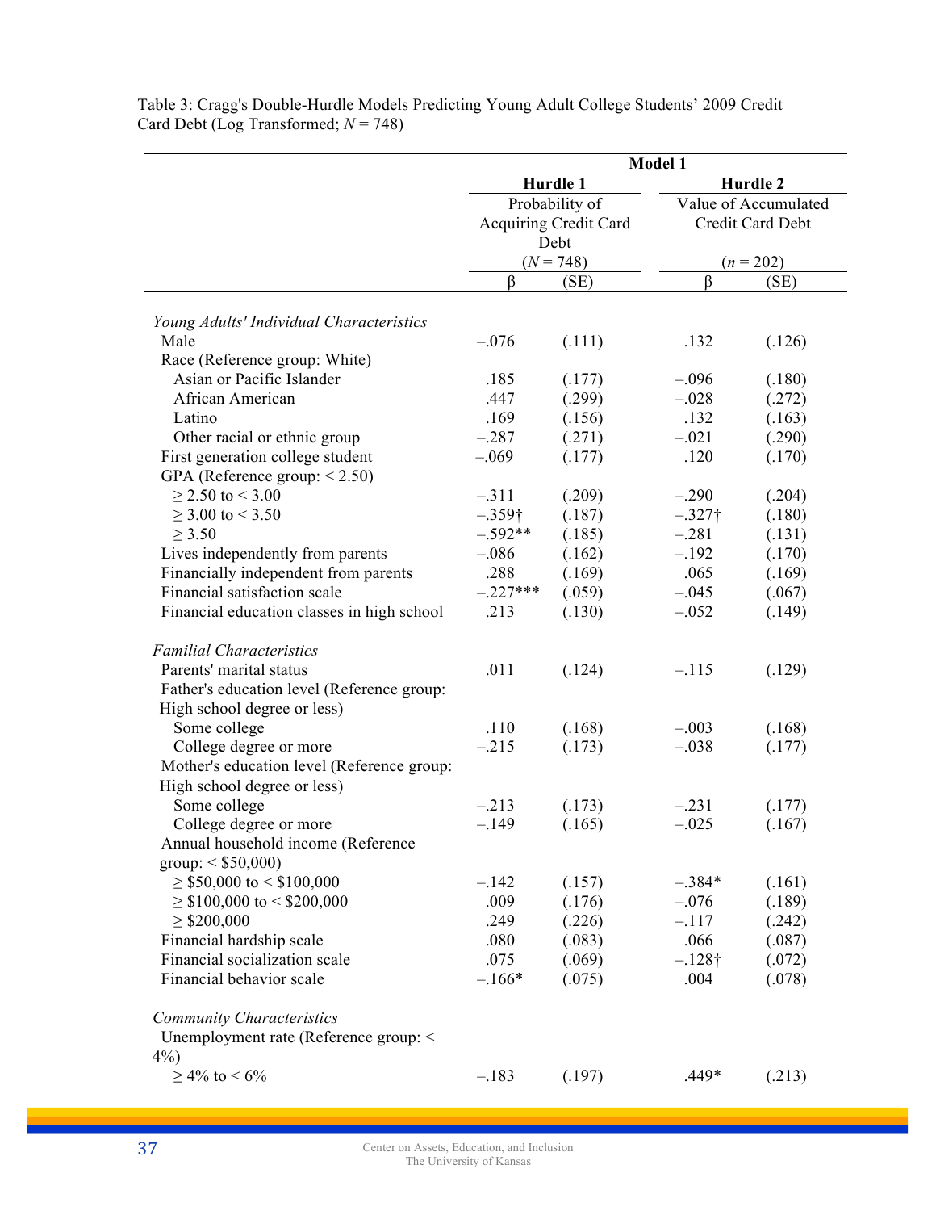Table 3: Cragg's Double-Hurdle Models Predicting Young Adult College Students' 2009 Credit Card Debt (Log Transformed; $N$ = 748)

| | Model 1 | | | |
|---|---|---|---|---|
| | Hurdle 1 | | Hurdle 2 | |
| | Probability of Acquiring Credit Card Debt ($N$ = 748) | | Value of Accumulated Credit Card Debt ($n$ = 202) | |
| | β | (SE) | β | (SE) |
| *Young Adults' Individual Characteristics* | | | | |
| Male | –.076 | (.111) | .132 | (.126) |
| Race (Reference group: White) | | | | |
| Asian or Pacific Islander | .185 | (.177) | –.096 | (.180) |
| African American | .447 | (.299) | –.028 | (.272) |
| Latino | .169 | (.156) | .132 | (.163) |
| Other racial or ethnic group | –.287 | (.271) | –.021 | (.290) |
| First generation college student | –.069 | (.177) | .120 | (.170) |
| GPA (Reference group: < 2.50) | | | | |
| ≥ 2.50 to < 3.00 | –.311 | (.209) | –.290 | (.204) |
| ≥ 3.00 to < 3.50 | –.359† | (.187) | –.327† | (.180) |
| ≥ 3.50 | –.592** | (.185) | –.281 | (.131) |
| Lives independently from parents | –.086 | (.162) | –.192 | (.170) |
| Financially independent from parents | .288 | (.169) | .065 | (.169) |
| Financial satisfaction scale | –.227*** | (.059) | –.045 | (.067) |
| Financial education classes in high school | .213 | (.130) | –.052 | (.149) |
| *Familial Characteristics* | | | | |
| Parents' marital status | .011 | (.124) | –.115 | (.129) |
| Father's education level (Reference group: High school degree or less) | | | | |
| Some college | .110 | (.168) | –.003 | (.168) |
| College degree or more | –.215 | (.173) | –.038 | (.177) |
| Mother's education level (Reference group: High school degree or less) | | | | |
| Some college | –.213 | (.173) | –.231 | (.177) |
| College degree or more | –.149 | (.165) | –.025 | (.167) |
| Annual household income (Reference group: < $50,000) | | | | |
| ≥ $50,000 to < $100,000 | –.142 | (.157) | –.384* | (.161) |
| ≥ $100,000 to < $200,000 | .009 | (.176) | –.076 | (.189) |
| ≥ $200,000 | .249 | (.226) | –.117 | (.242) |
| Financial hardship scale | .080 | (.083) | .066 | (.087) |
| Financial socialization scale | .075 | (.069) | –.128† | (.072) |
| Financial behavior scale | –.166* | (.075) | .004 | (.078) |
| *Community Characteristics* | | | | |
| Unemployment rate (Reference group: < 4%) | | | | |
| ≥ 4% to < 6% | –.183 | (.197) | .449* | (.213) |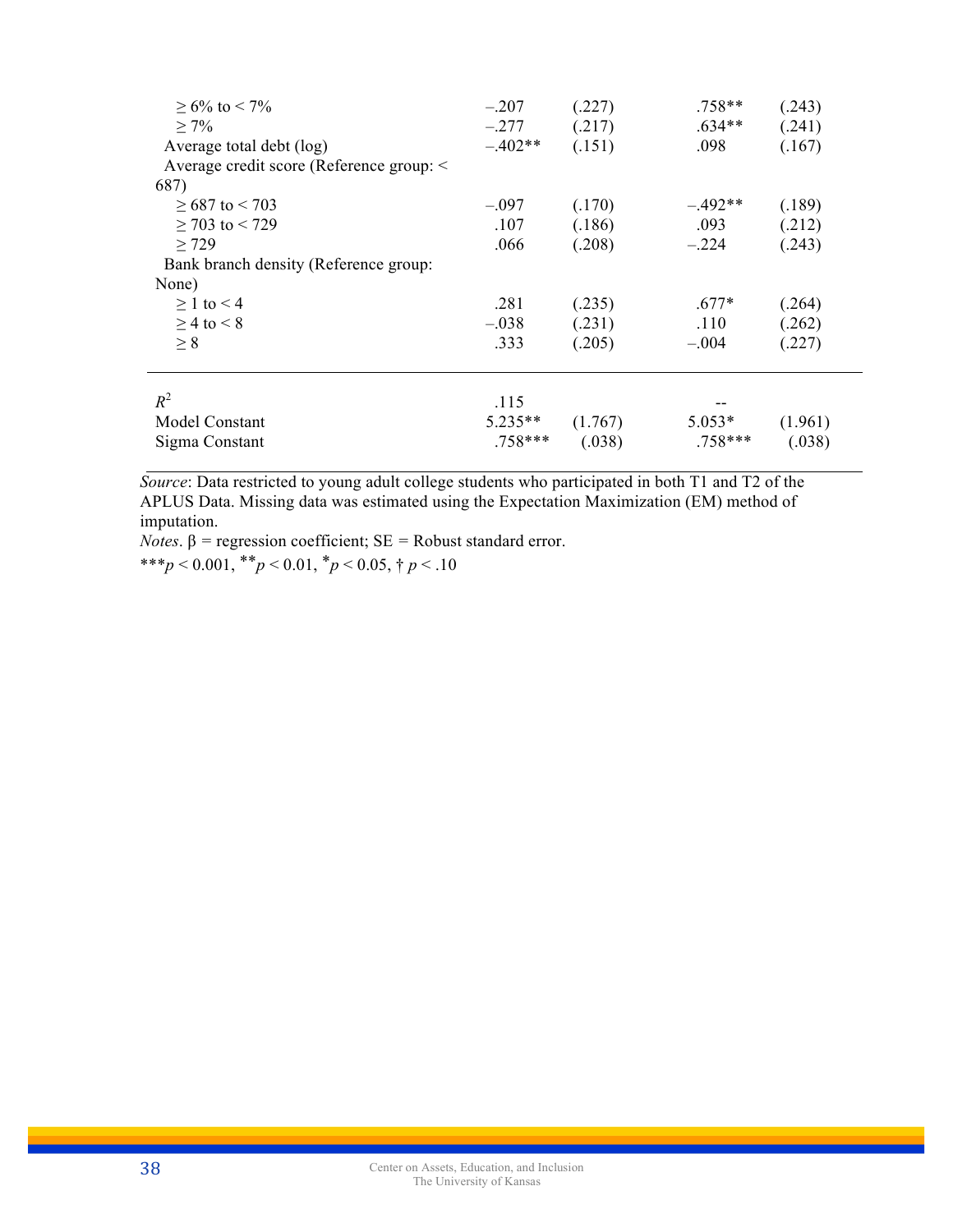| | | | | |
|---|---|---|---|---|
| ≥ 6% to < 7% | –.207 | (.227) | .758** | (.243) |
| ≥ 7% | –.277 | (.217) | .634** | (.241) |
| Average total debt (log) | –.402** | (.151) | .098 | (.167) |
| Average credit score (Reference group: < 687) | | | | |
| ≥ 687 to < 703 | –.097 | (.170) | –.492** | (.189) |
| ≥ 703 to < 729 | .107 | (.186) | .093 | (.212) |
| ≥ 729 | .066 | (.208) | –.224 | (.243) |
| Bank branch density (Reference group: None) | | | | |
| ≥ 1 to < 4 | .281 | (.235) | .677* | (.264) |
| ≥ 4 to < 8 | –.038 | (.231) | .110 | (.262) |
| ≥ 8 | .333 | (.205) | –.004 | (.227) |
| $R^2$ | .115 | | -- | |
| Model Constant | 5.235** | (1.767) | 5.053* | (1.961) |
| Sigma Constant | .758*** | (.038) | .758*** | (.038) |

*Source*: Data restricted to young adult college students who participated in both T1 and T2 of the APLUS Data. Missing data was estimated using the Expectation Maximization (EM) method of imputation.

*Notes*. β = regression coefficient; SE = Robust standard error.

***$p < 0.001$, **$p < 0.01$, *$p < 0.05$, † $p < .10$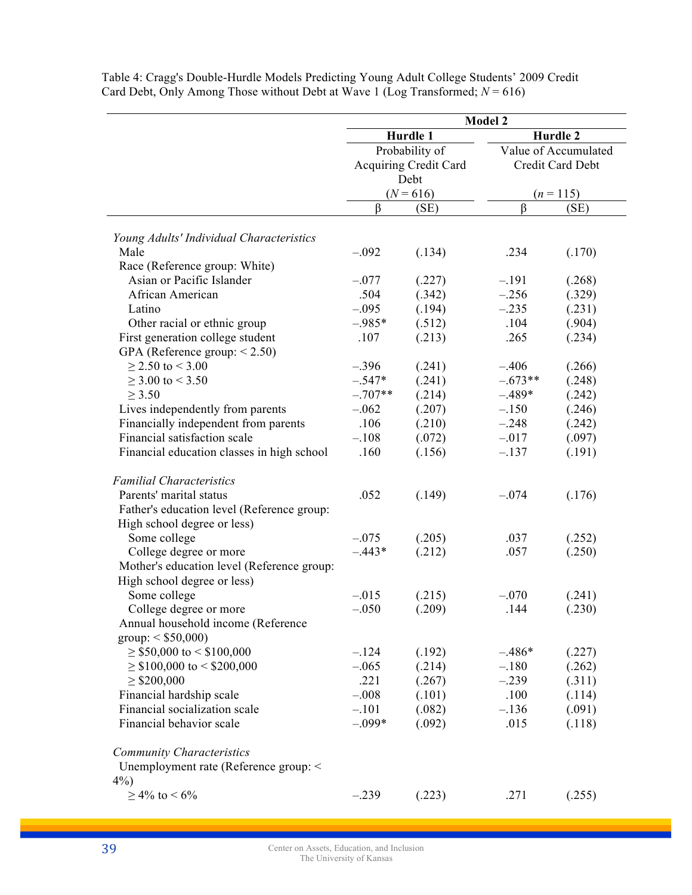Table 4: Cragg's Double-Hurdle Models Predicting Young Adult College Students' 2009 Credit Card Debt, Only Among Those without Debt at Wave 1 (Log Transformed; $N = 616$)

| | Model 2 | | | |
|---|---|---|---|---|
| | Hurdle 1 | | Hurdle 2 | |
| | Probability of Acquiring Credit Card Debt ($N = 616$) | | Value of Accumulated Credit Card Debt ($n = 115$) | |
| | β | (SE) | β | (SE) |
| *Young Adults' Individual Characteristics* | | | | |
| Male | –.092 | (.134) | .234 | (.170) |
| Race (Reference group: White) | | | | |
| Asian or Pacific Islander | –.077 | (.227) | –.191 | (.268) |
| African American | .504 | (.342) | –.256 | (.329) |
| Latino | –.095 | (.194) | –.235 | (.231) |
| Other racial or ethnic group | –.985* | (.512) | .104 | (.904) |
| First generation college student | .107 | (.213) | .265 | (.234) |
| GPA (Reference group: < 2.50) | | | | |
| ≥ 2.50 to < 3.00 | –.396 | (.241) | –.406 | (.266) |
| ≥ 3.00 to < 3.50 | –.547* | (.241) | –.673** | (.248) |
| ≥ 3.50 | –.707** | (.214) | –.489* | (.242) |
| Lives independently from parents | –.062 | (.207) | –.150 | (.246) |
| Financially independent from parents | .106 | (.210) | –.248 | (.242) |
| Financial satisfaction scale | –.108 | (.072) | –.017 | (.097) |
| Financial education classes in high school | .160 | (.156) | –.137 | (.191) |
| *Familial Characteristics* | | | | |
| Parents' marital status | .052 | (.149) | –.074 | (.176) |
| Father's education level (Reference group: High school degree or less) | | | | |
| Some college | –.075 | (.205) | .037 | (.252) |
| College degree or more | –.443* | (.212) | .057 | (.250) |
| Mother's education level (Reference group: High school degree or less) | | | | |
| Some college | –.015 | (.215) | –.070 | (.241) |
| College degree or more | –.050 | (.209) | .144 | (.230) |
| Annual household income (Reference group: < \$50,000) | | | | |
| ≥ \$50,000 to < \$100,000 | –.124 | (.192) | –.486* | (.227) |
| ≥ \$100,000 to < \$200,000 | –.065 | (.214) | –.180 | (.262) |
| ≥ \$200,000 | .221 | (.267) | –.239 | (.311) |
| Financial hardship scale | –.008 | (.101) | .100 | (.114) |
| Financial socialization scale | –.101 | (.082) | –.136 | (.091) |
| Financial behavior scale | –.099* | (.092) | .015 | (.118) |
| *Community Characteristics* | | | | |
| Unemployment rate (Reference group: < 4%) | | | | |
| ≥ 4% to < 6% | –.239 | (.223) | .271 | (.255) |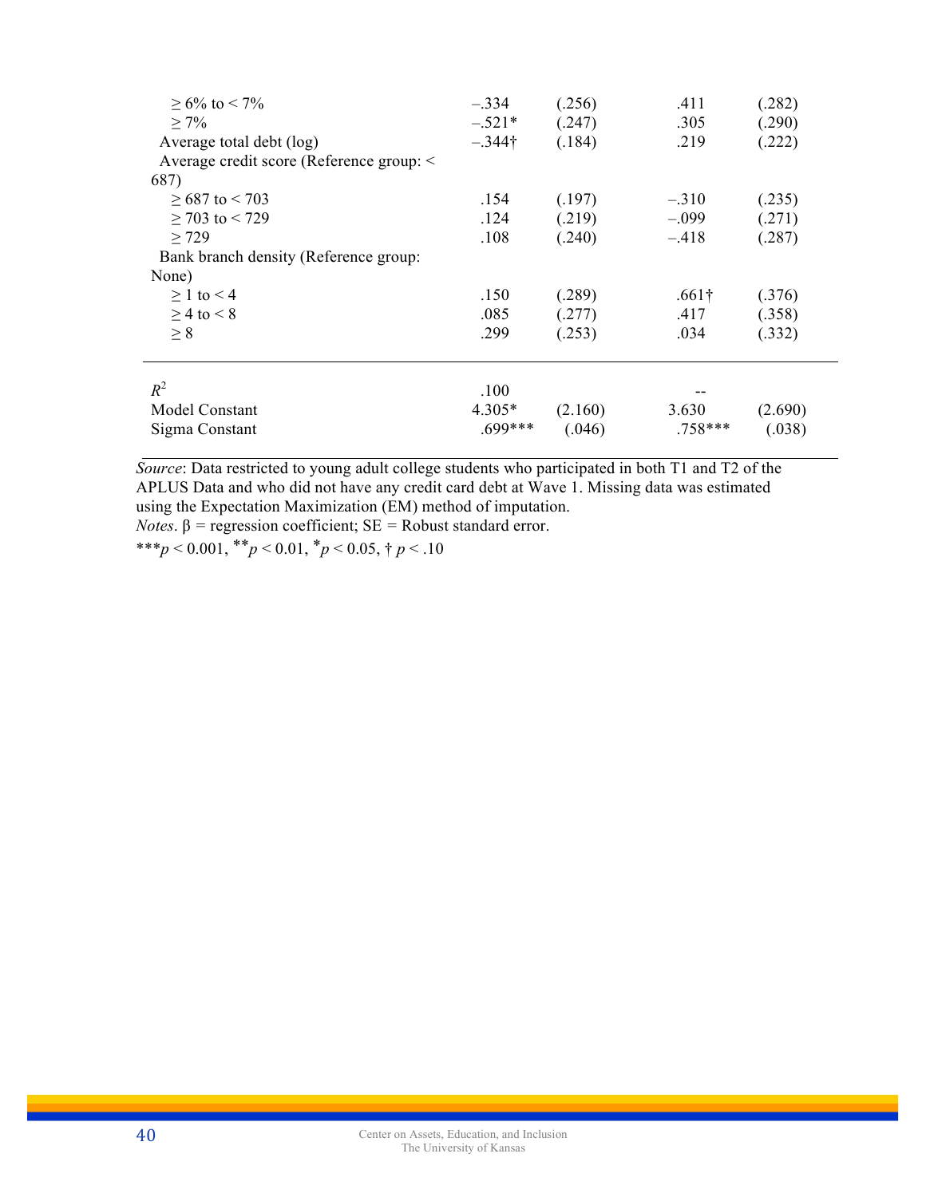| | | | | |
|---|---|---|---|---|
| ≥ 6% to < 7% | –.334 | (.256) | .411 | (.282) |
| ≥ 7% | –.521* | (.247) | .305 | (.290) |
| Average total debt (log) | –.344† | (.184) | .219 | (.222) |
| Average credit score (Reference group: < 687) | | | | |
| ≥ 687 to < 703 | .154 | (.197) | –.310 | (.235) |
| ≥ 703 to < 729 | .124 | (.219) | –.099 | (.271) |
| ≥ 729 | .108 | (.240) | –.418 | (.287) |
| Bank branch density (Reference group: None) | | | | |
| ≥ 1 to < 4 | .150 | (.289) | .661† | (.376) |
| ≥ 4 to < 8 | .085 | (.277) | .417 | (.358) |
| ≥ 8 | .299 | (.253) | .034 | (.332) |
| $R^2$ | .100 | | -- | |
| Model Constant | 4.305* | (2.160) | 3.630 | (2.690) |
| Sigma Constant | .699*** | (.046) | .758*** | (.038) |

*Source*: Data restricted to young adult college students who participated in both T1 and T2 of the APLUS Data and who did not have any credit card debt at Wave 1. Missing data was estimated using the Expectation Maximization (EM) method of imputation.
*Notes*. β = regression coefficient; SE = Robust standard error.
***$p < 0.001$, **$p < 0.01$, *$p < 0.05$, † $p < .10$